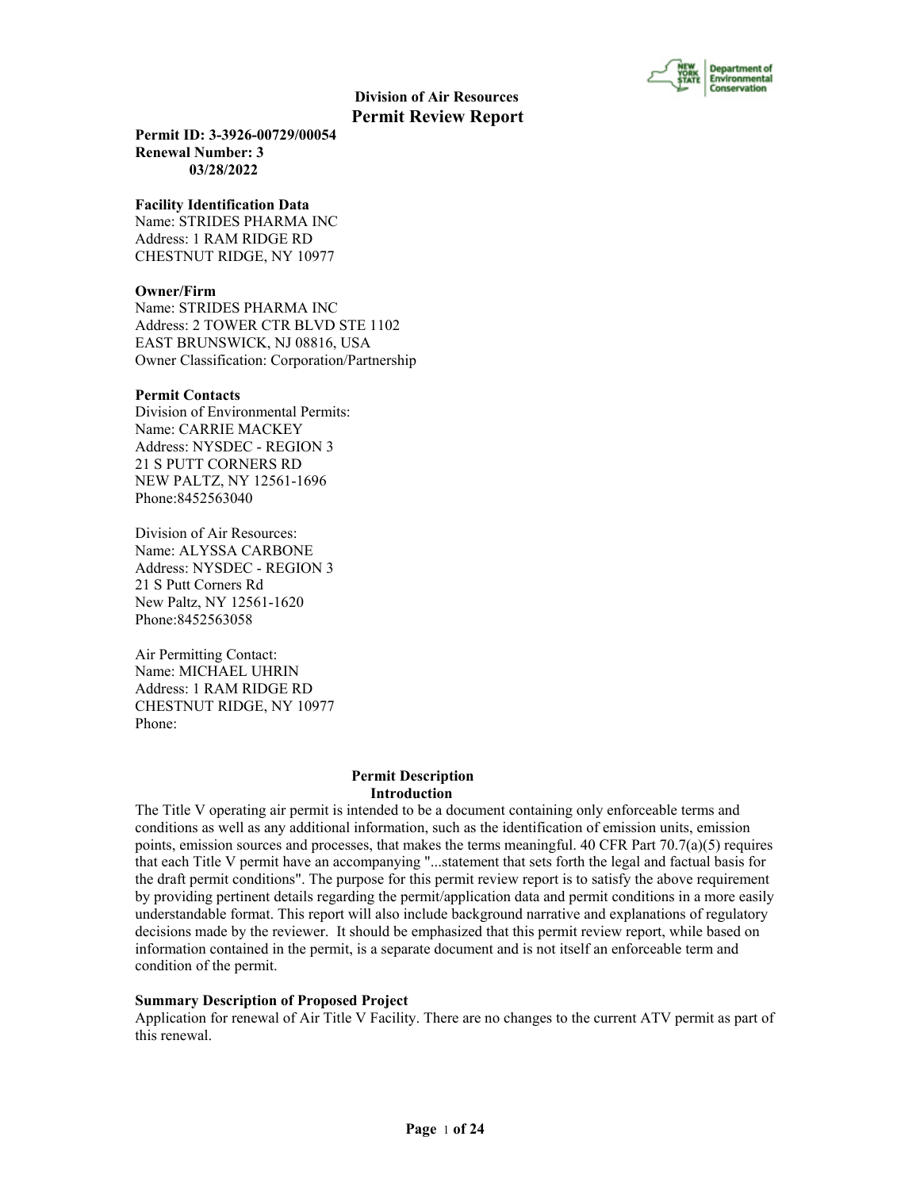**Division of Air Resources**

# Permit Review Report

**Permit ID: 3-3926-00729/00054**
**Renewal Number: 3**
**03/28/2022**

**Facility Identification Data**
Name: STRIDES PHARMA INC
Address: 1 RAM RIDGE RD
CHESTNUT RIDGE, NY 10977

**Owner/Firm**
Name: STRIDES PHARMA INC
Address: 2 TOWER CTR BLVD STE 1102
EAST BRUNSWICK, NJ 08816, USA
Owner Classification: Corporation/Partnership

**Permit Contacts**
Division of Environmental Permits:
Name: CARRIE MACKEY
Address: NYSDEC - REGION 3
21 S PUTT CORNERS RD
NEW PALTZ, NY 12561-1696
Phone:8452563040

Division of Air Resources:
Name: ALYSSA CARBONE
Address: NYSDEC - REGION 3
21 S Putt Corners Rd
New Paltz, NY 12561-1620
Phone:8452563058

Air Permitting Contact:
Name: MICHAEL UHRIN
Address: 1 RAM RIDGE RD
CHESTNUT RIDGE, NY 10977
Phone:

## Permit Description

### Introduction

The Title V operating air permit is intended to be a document containing only enforceable terms and conditions as well as any additional information, such as the identification of emission units, emission points, emission sources and processes, that makes the terms meaningful. 40 CFR Part 70.7(a)(5) requires that each Title V permit have an accompanying "...statement that sets forth the legal and factual basis for the draft permit conditions". The purpose for this permit review report is to satisfy the above requirement by providing pertinent details regarding the permit/application data and permit conditions in a more easily understandable format. This report will also include background narrative and explanations of regulatory decisions made by the reviewer. It should be emphasized that this permit review report, while based on information contained in the permit, is a separate document and is not itself an enforceable term and condition of the permit.

**Summary Description of Proposed Project**
Application for renewal of Air Title V Facility. There are no changes to the current ATV permit as part of this renewal.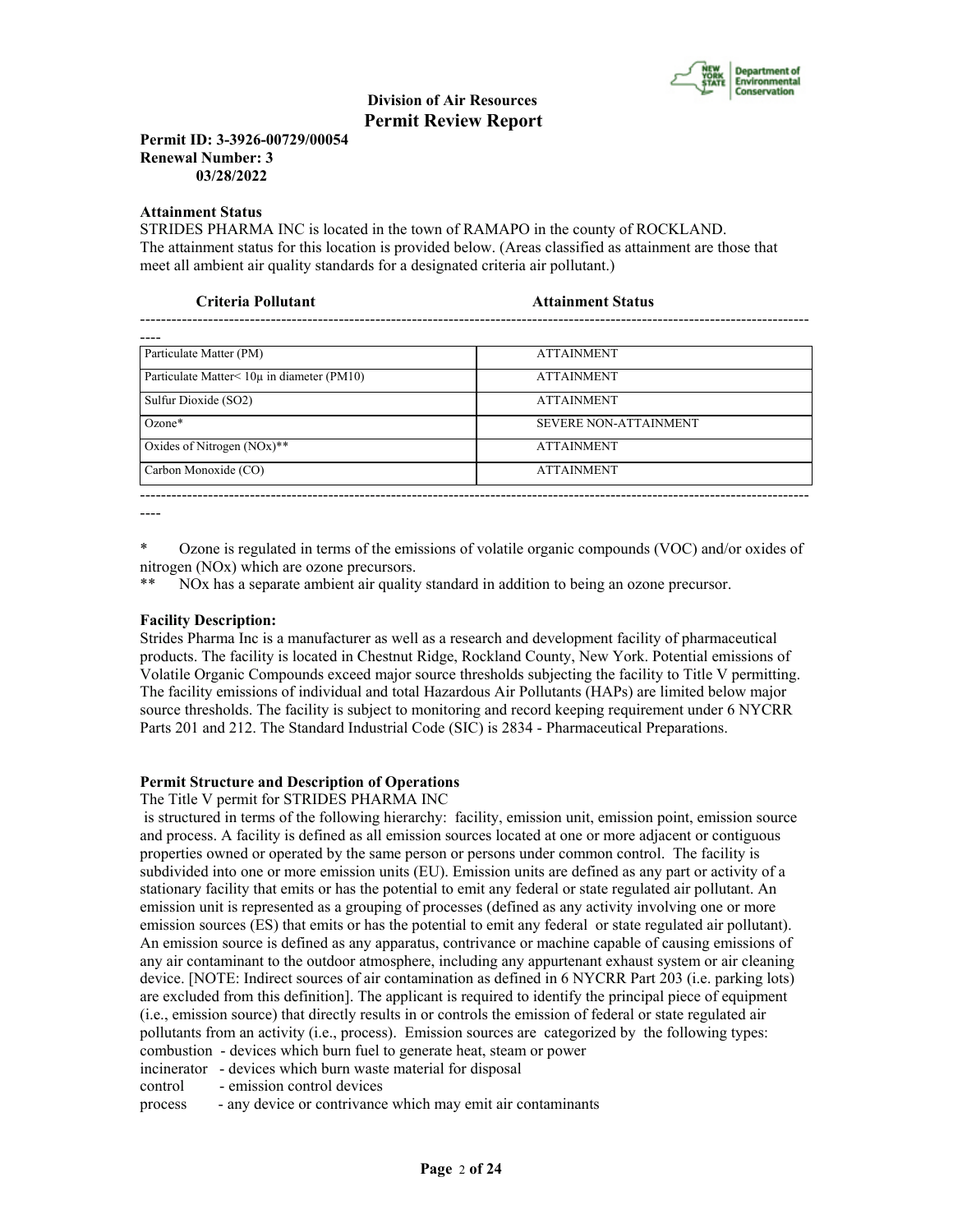**Division of Air Resources**
**Permit Review Report**

**Permit ID: 3-3926-00729/00054**
**Renewal Number: 3**
**03/28/2022**

**Attainment Status**

STRIDES PHARMA INC is located in the town of RAMAPO in the county of ROCKLAND.
The attainment status for this location is provided below. (Areas classified as attainment are those that meet all ambient air quality standards for a designated criteria air pollutant.)

| Criteria Pollutant | Attainment Status |
|---|---|
| Particulate Matter (PM) | ATTAINMENT |
| Particulate Matter< 10μ in diameter (PM10) | ATTAINMENT |
| Sulfur Dioxide (SO2) | ATTAINMENT |
| Ozone* | SEVERE NON-ATTAINMENT |
| Oxides of Nitrogen (NOx)** | ATTAINMENT |
| Carbon Monoxide (CO) | ATTAINMENT |

\* Ozone is regulated in terms of the emissions of volatile organic compounds (VOC) and/or oxides of nitrogen (NOx) which are ozone precursors.
\*\* NOx has a separate ambient air quality standard in addition to being an ozone precursor.

**Facility Description:**

Strides Pharma Inc is a manufacturer as well as a research and development facility of pharmaceutical products. The facility is located in Chestnut Ridge, Rockland County, New York. Potential emissions of Volatile Organic Compounds exceed major source thresholds subjecting the facility to Title V permitting. The facility emissions of individual and total Hazardous Air Pollutants (HAPs) are limited below major source thresholds. The facility is subject to monitoring and record keeping requirement under 6 NYCRR Parts 201 and 212. The Standard Industrial Code (SIC) is 2834 - Pharmaceutical Preparations.

**Permit Structure and Description of Operations**

The Title V permit for STRIDES PHARMA INC is structured in terms of the following hierarchy: facility, emission unit, emission point, emission source and process. A facility is defined as all emission sources located at one or more adjacent or contiguous properties owned or operated by the same person or persons under common control. The facility is subdivided into one or more emission units (EU). Emission units are defined as any part or activity of a stationary facility that emits or has the potential to emit any federal or state regulated air pollutant. An emission unit is represented as a grouping of processes (defined as any activity involving one or more emission sources (ES) that emits or has the potential to emit any federal or state regulated air pollutant). An emission source is defined as any apparatus, contrivance or machine capable of causing emissions of any air contaminant to the outdoor atmosphere, including any appurtenant exhaust system or air cleaning device. [NOTE: Indirect sources of air contamination as defined in 6 NYCRR Part 203 (i.e. parking lots) are excluded from this definition]. The applicant is required to identify the principal piece of equipment (i.e., emission source) that directly results in or controls the emission of federal or state regulated air pollutants from an activity (i.e., process). Emission sources are categorized by the following types:

combustion - devices which burn fuel to generate heat, steam or power
incinerator - devices which burn waste material for disposal
control - emission control devices
process - any device or contrivance which may emit air contaminants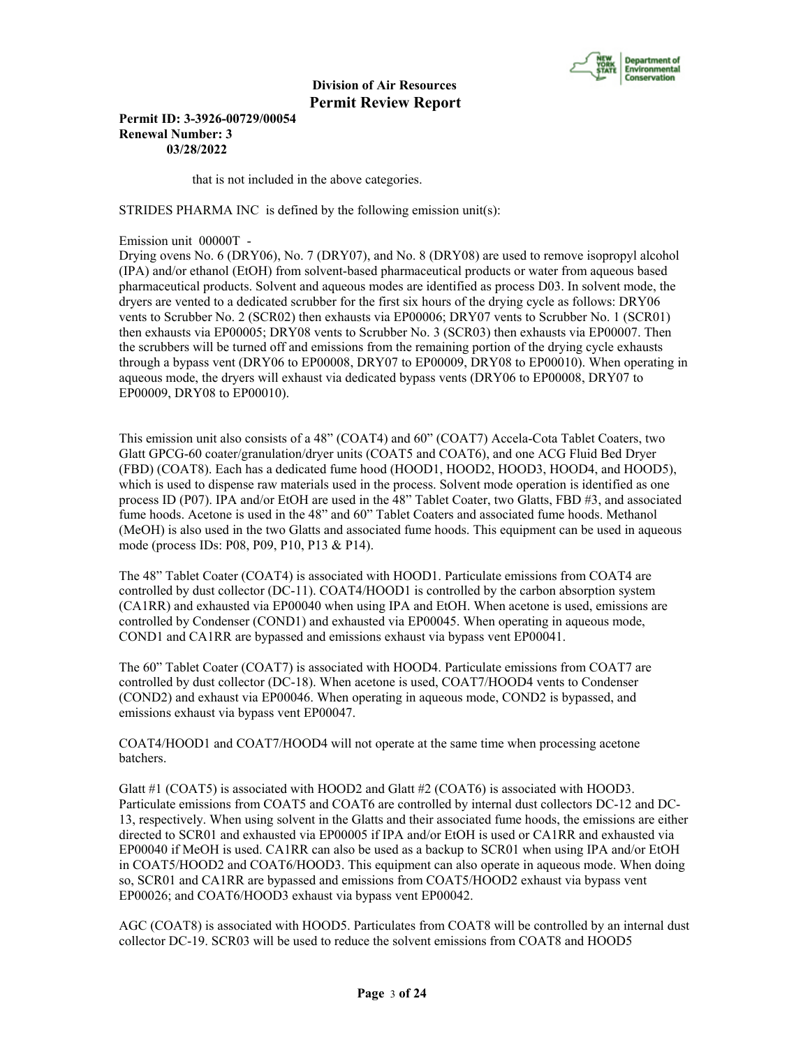that is not included in the above categories.

STRIDES PHARMA INC is defined by the following emission unit(s):

Emission unit 00000T -
Drying ovens No. 6 (DRY06), No. 7 (DRY07), and No. 8 (DRY08) are used to remove isopropyl alcohol (IPA) and/or ethanol (EtOH) from solvent-based pharmaceutical products or water from aqueous based pharmaceutical products. Solvent and aqueous modes are identified as process D03. In solvent mode, the dryers are vented to a dedicated scrubber for the first six hours of the drying cycle as follows: DRY06 vents to Scrubber No. 2 (SCR02) then exhausts via EP00006; DRY07 vents to Scrubber No. 1 (SCR01) then exhausts via EP00005; DRY08 vents to Scrubber No. 3 (SCR03) then exhausts via EP00007. Then the scrubbers will be turned off and emissions from the remaining portion of the drying cycle exhausts through a bypass vent (DRY06 to EP00008, DRY07 to EP00009, DRY08 to EP00010). When operating in aqueous mode, the dryers will exhaust via dedicated bypass vents (DRY06 to EP00008, DRY07 to EP00009, DRY08 to EP00010).

This emission unit also consists of a 48" (COAT4) and 60" (COAT7) Accela-Cota Tablet Coaters, two Glatt GPCG-60 coater/granulation/dryer units (COAT5 and COAT6), and one ACG Fluid Bed Dryer (FBD) (COAT8). Each has a dedicated fume hood (HOOD1, HOOD2, HOOD3, HOOD4, and HOOD5), which is used to dispense raw materials used in the process. Solvent mode operation is identified as one process ID (P07). IPA and/or EtOH are used in the 48" Tablet Coater, two Glatts, FBD #3, and associated fume hoods. Acetone is used in the 48" and 60" Tablet Coaters and associated fume hoods. Methanol (MeOH) is also used in the two Glatts and associated fume hoods. This equipment can be used in aqueous mode (process IDs: P08, P09, P10, P13 & P14).

The 48" Tablet Coater (COAT4) is associated with HOOD1. Particulate emissions from COAT4 are controlled by dust collector (DC-11). COAT4/HOOD1 is controlled by the carbon absorption system (CA1RR) and exhausted via EP00040 when using IPA and EtOH. When acetone is used, emissions are controlled by Condenser (COND1) and exhausted via EP00045. When operating in aqueous mode, COND1 and CA1RR are bypassed and emissions exhaust via bypass vent EP00041.

The 60" Tablet Coater (COAT7) is associated with HOOD4. Particulate emissions from COAT7 are controlled by dust collector (DC-18). When acetone is used, COAT7/HOOD4 vents to Condenser (COND2) and exhaust via EP00046. When operating in aqueous mode, COND2 is bypassed, and emissions exhaust via bypass vent EP00047.

COAT4/HOOD1 and COAT7/HOOD4 will not operate at the same time when processing acetone batchers.

Glatt #1 (COAT5) is associated with HOOD2 and Glatt #2 (COAT6) is associated with HOOD3. Particulate emissions from COAT5 and COAT6 are controlled by internal dust collectors DC-12 and DC-13, respectively. When using solvent in the Glatts and their associated fume hoods, the emissions are either directed to SCR01 and exhausted via EP00005 if IPA and/or EtOH is used or CA1RR and exhausted via EP00040 if MeOH is used. CA1RR can also be used as a backup to SCR01 when using IPA and/or EtOH in COAT5/HOOD2 and COAT6/HOOD3. This equipment can also operate in aqueous mode. When doing so, SCR01 and CA1RR are bypassed and emissions from COAT5/HOOD2 exhaust via bypass vent EP00026; and COAT6/HOOD3 exhaust via bypass vent EP00042.

AGC (COAT8) is associated with HOOD5. Particulates from COAT8 will be controlled by an internal dust collector DC-19. SCR03 will be used to reduce the solvent emissions from COAT8 and HOOD5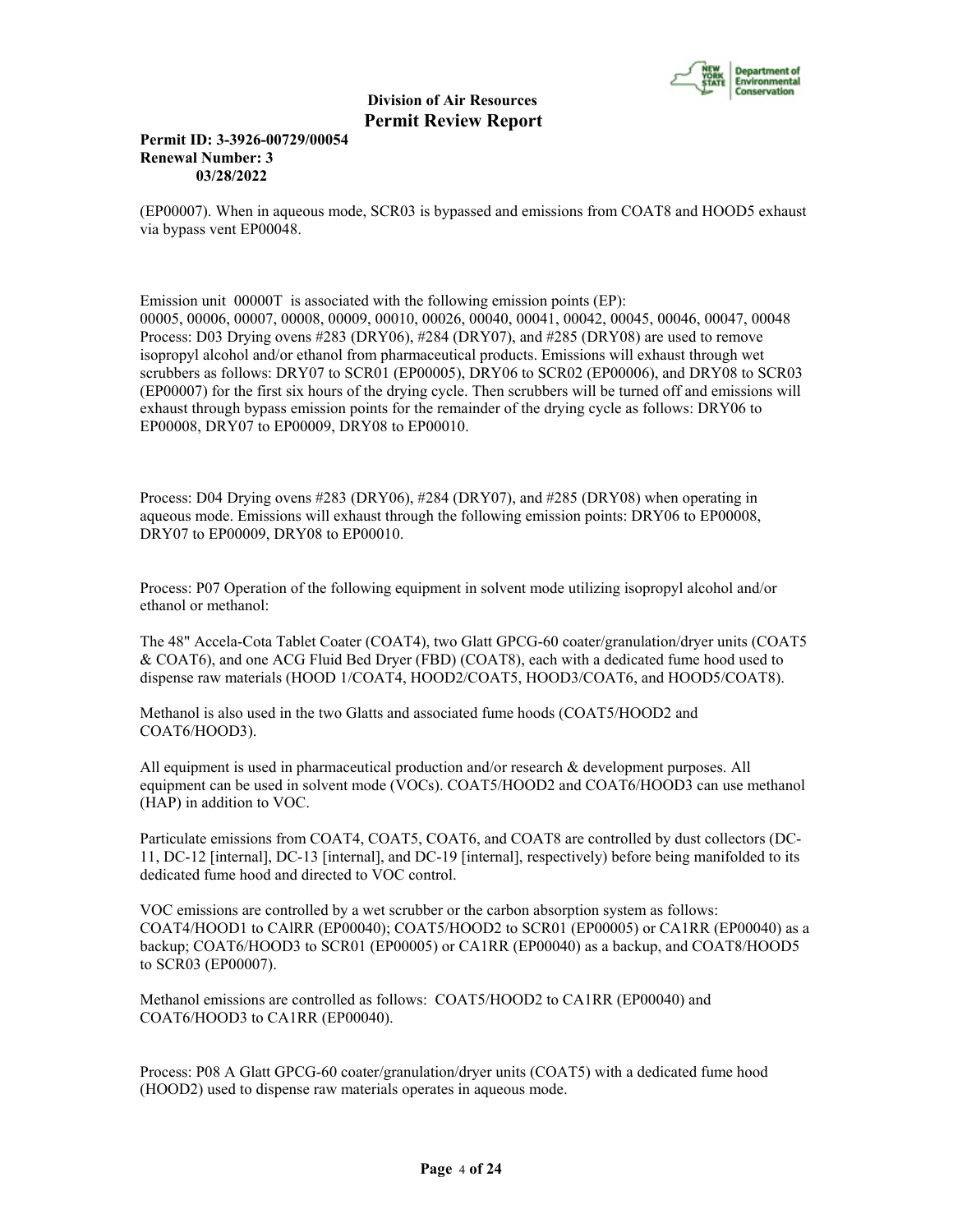(EP00007). When in aqueous mode, SCR03 is bypassed and emissions from COAT8 and HOOD5 exhaust via bypass vent EP00048.

Emission unit 00000T is associated with the following emission points (EP):
00005, 00006, 00007, 00008, 00009, 00010, 00026, 00040, 00041, 00042, 00045, 00046, 00047, 00048
Process: D03 Drying ovens #283 (DRY06), #284 (DRY07), and #285 (DRY08) are used to remove isopropyl alcohol and/or ethanol from pharmaceutical products. Emissions will exhaust through wet scrubbers as follows: DRY07 to SCR01 (EP00005), DRY06 to SCR02 (EP00006), and DRY08 to SCR03 (EP00007) for the first six hours of the drying cycle. Then scrubbers will be turned off and emissions will exhaust through bypass emission points for the remainder of the drying cycle as follows: DRY06 to EP00008, DRY07 to EP00009, DRY08 to EP00010.

Process: D04 Drying ovens #283 (DRY06), #284 (DRY07), and #285 (DRY08) when operating in aqueous mode. Emissions will exhaust through the following emission points: DRY06 to EP00008, DRY07 to EP00009, DRY08 to EP00010.

Process: P07 Operation of the following equipment in solvent mode utilizing isopropyl alcohol and/or ethanol or methanol:

The 48" Accela-Cota Tablet Coater (COAT4), two Glatt GPCG-60 coater/granulation/dryer units (COAT5 & COAT6), and one ACG Fluid Bed Dryer (FBD) (COAT8), each with a dedicated fume hood used to dispense raw materials (HOOD 1/COAT4, HOOD2/COAT5, HOOD3/COAT6, and HOOD5/COAT8).

Methanol is also used in the two Glatts and associated fume hoods (COAT5/HOOD2 and COAT6/HOOD3).

All equipment is used in pharmaceutical production and/or research & development purposes. All equipment can be used in solvent mode (VOCs). COAT5/HOOD2 and COAT6/HOOD3 can use methanol (HAP) in addition to VOC.

Particulate emissions from COAT4, COAT5, COAT6, and COAT8 are controlled by dust collectors (DC-11, DC-12 [internal], DC-13 [internal], and DC-19 [internal], respectively) before being manifolded to its dedicated fume hood and directed to VOC control.

VOC emissions are controlled by a wet scrubber or the carbon absorption system as follows: COAT4/HOOD1 to CAlRR (EP00040); COAT5/HOOD2 to SCR01 (EP00005) or CA1RR (EP00040) as a backup; COAT6/HOOD3 to SCR01 (EP00005) or CA1RR (EP00040) as a backup, and COAT8/HOOD5 to SCR03 (EP00007).

Methanol emissions are controlled as follows: COAT5/HOOD2 to CA1RR (EP00040) and COAT6/HOOD3 to CA1RR (EP00040).

Process: P08 A Glatt GPCG-60 coater/granulation/dryer units (COAT5) with a dedicated fume hood (HOOD2) used to dispense raw materials operates in aqueous mode.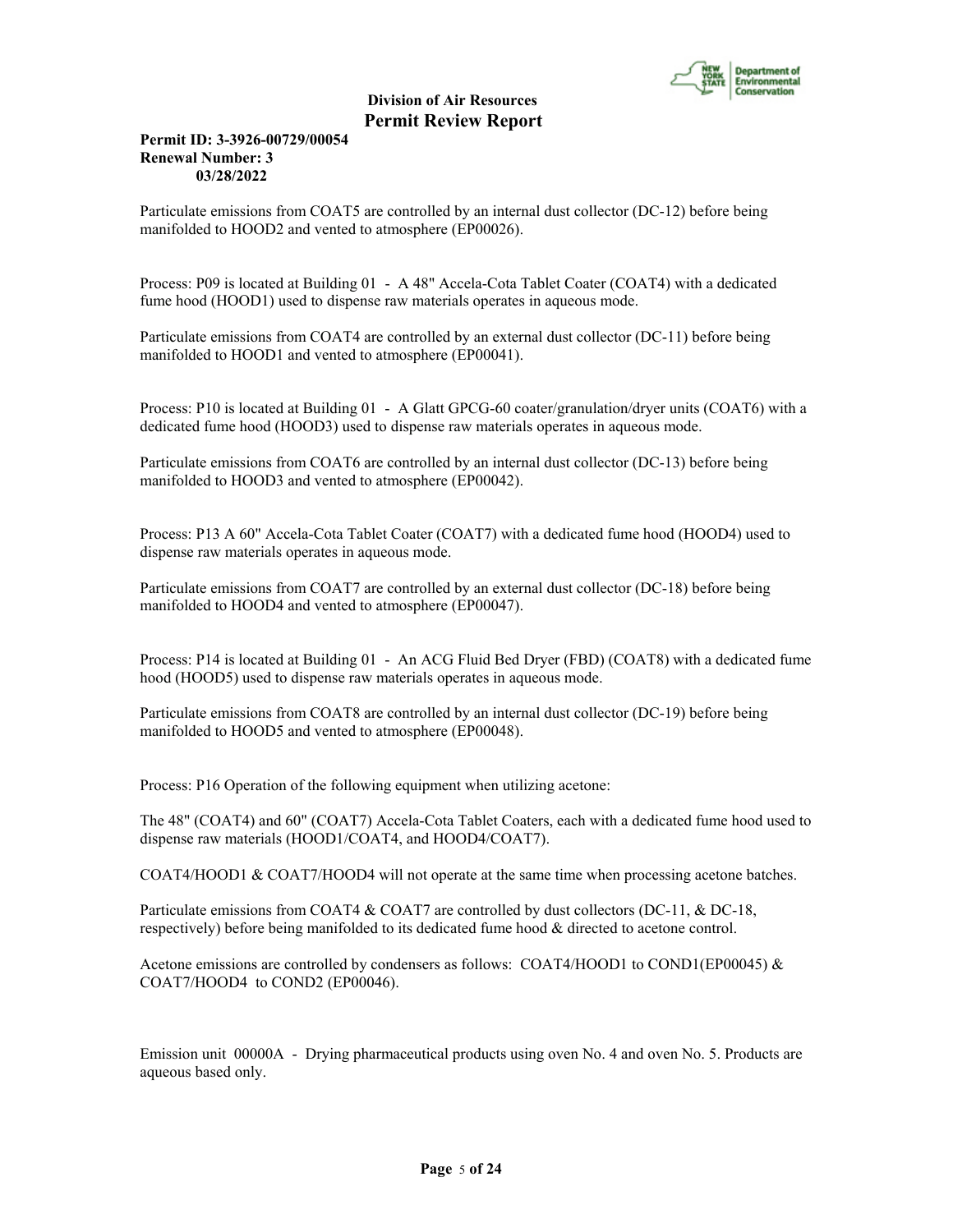Particulate emissions from COAT5 are controlled by an internal dust collector (DC-12) before being manifolded to HOOD2 and vented to atmosphere (EP00026).

Process: P09 is located at Building 01 - A 48" Accela-Cota Tablet Coater (COAT4) with a dedicated fume hood (HOOD1) used to dispense raw materials operates in aqueous mode.

Particulate emissions from COAT4 are controlled by an external dust collector (DC-11) before being manifolded to HOOD1 and vented to atmosphere (EP00041).

Process: P10 is located at Building 01 - A Glatt GPCG-60 coater/granulation/dryer units (COAT6) with a dedicated fume hood (HOOD3) used to dispense raw materials operates in aqueous mode.

Particulate emissions from COAT6 are controlled by an internal dust collector (DC-13) before being manifolded to HOOD3 and vented to atmosphere (EP00042).

Process: P13 A 60" Accela-Cota Tablet Coater (COAT7) with a dedicated fume hood (HOOD4) used to dispense raw materials operates in aqueous mode.

Particulate emissions from COAT7 are controlled by an external dust collector (DC-18) before being manifolded to HOOD4 and vented to atmosphere (EP00047).

Process: P14 is located at Building 01 - An ACG Fluid Bed Dryer (FBD) (COAT8) with a dedicated fume hood (HOOD5) used to dispense raw materials operates in aqueous mode.

Particulate emissions from COAT8 are controlled by an internal dust collector (DC-19) before being manifolded to HOOD5 and vented to atmosphere (EP00048).

Process: P16 Operation of the following equipment when utilizing acetone:

The 48" (COAT4) and 60" (COAT7) Accela-Cota Tablet Coaters, each with a dedicated fume hood used to dispense raw materials (HOOD1/COAT4, and HOOD4/COAT7).

COAT4/HOOD1 & COAT7/HOOD4 will not operate at the same time when processing acetone batches.

Particulate emissions from COAT4 & COAT7 are controlled by dust collectors (DC-11, & DC-18, respectively) before being manifolded to its dedicated fume hood & directed to acetone control.

Acetone emissions are controlled by condensers as follows: COAT4/HOOD1 to COND1(EP00045) & COAT7/HOOD4 to COND2 (EP00046).

Emission unit 00000A - Drying pharmaceutical products using oven No. 4 and oven No. 5. Products are aqueous based only.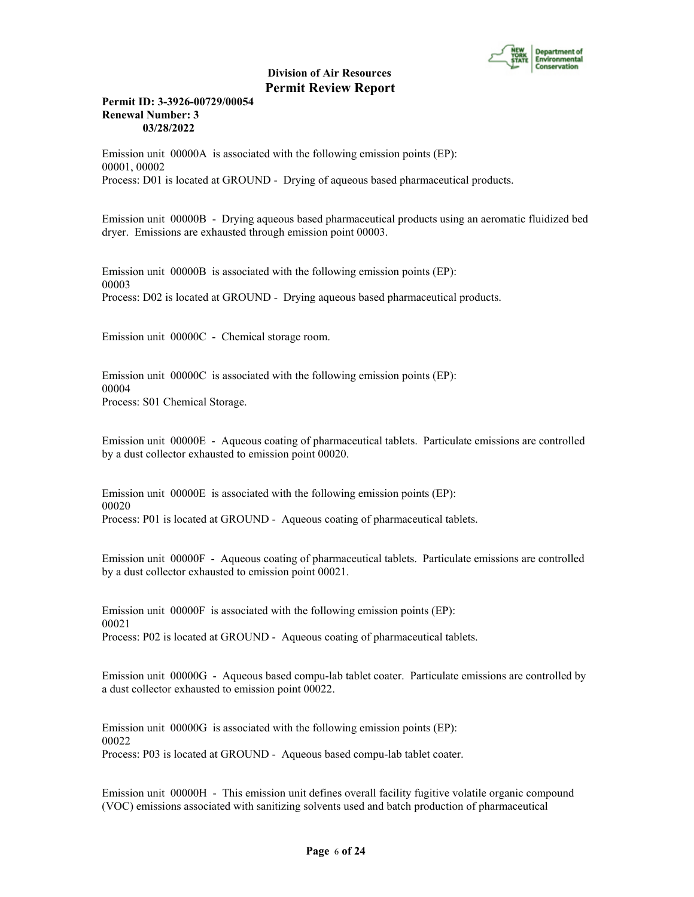Emission unit 00000A is associated with the following emission points (EP):
00001, 00002
Process: D01 is located at GROUND - Drying of aqueous based pharmaceutical products.

Emission unit 00000B - Drying aqueous based pharmaceutical products using an aeromatic fluidized bed dryer. Emissions are exhausted through emission point 00003.

Emission unit 00000B is associated with the following emission points (EP):
00003
Process: D02 is located at GROUND - Drying aqueous based pharmaceutical products.

Emission unit 00000C - Chemical storage room.

Emission unit 00000C is associated with the following emission points (EP):
00004
Process: S01 Chemical Storage.

Emission unit 00000E - Aqueous coating of pharmaceutical tablets. Particulate emissions are controlled by a dust collector exhausted to emission point 00020.

Emission unit 00000E is associated with the following emission points (EP):
00020
Process: P01 is located at GROUND - Aqueous coating of pharmaceutical tablets.

Emission unit 00000F - Aqueous coating of pharmaceutical tablets. Particulate emissions are controlled by a dust collector exhausted to emission point 00021.

Emission unit 00000F is associated with the following emission points (EP):
00021
Process: P02 is located at GROUND - Aqueous coating of pharmaceutical tablets.

Emission unit 00000G - Aqueous based compu-lab tablet coater. Particulate emissions are controlled by a dust collector exhausted to emission point 00022.

Emission unit 00000G is associated with the following emission points (EP):
00022
Process: P03 is located at GROUND - Aqueous based compu-lab tablet coater.

Emission unit 00000H - This emission unit defines overall facility fugitive volatile organic compound (VOC) emissions associated with sanitizing solvents used and batch production of pharmaceutical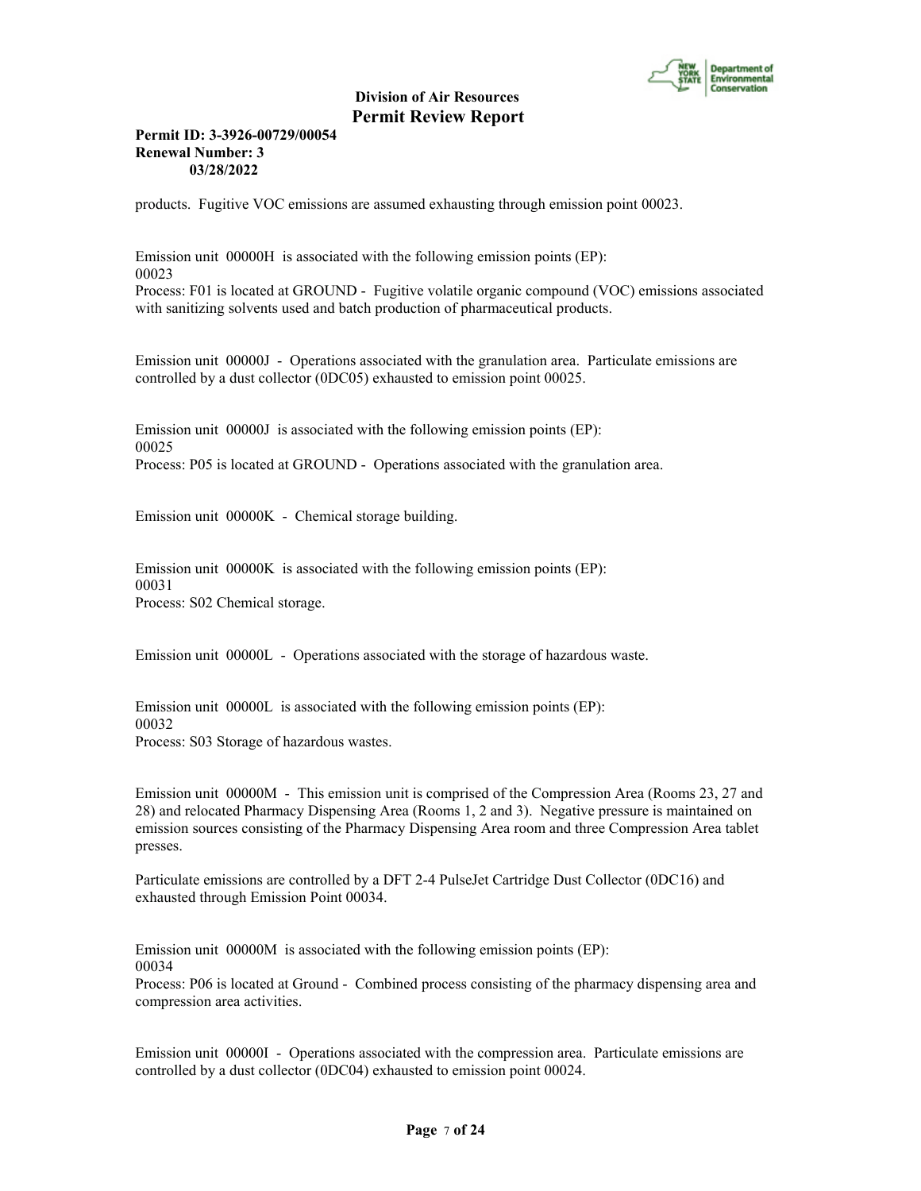products. Fugitive VOC emissions are assumed exhausting through emission point 00023.

Emission unit 00000H is associated with the following emission points (EP):
00023
Process: F01 is located at GROUND - Fugitive volatile organic compound (VOC) emissions associated with sanitizing solvents used and batch production of pharmaceutical products.

Emission unit 00000J - Operations associated with the granulation area. Particulate emissions are controlled by a dust collector (0DC05) exhausted to emission point 00025.

Emission unit 00000J is associated with the following emission points (EP):
00025
Process: P05 is located at GROUND - Operations associated with the granulation area.

Emission unit 00000K - Chemical storage building.

Emission unit 00000K is associated with the following emission points (EP):
00031
Process: S02 Chemical storage.

Emission unit 00000L - Operations associated with the storage of hazardous waste.

Emission unit 00000L is associated with the following emission points (EP):
00032
Process: S03 Storage of hazardous wastes.

Emission unit 00000M - This emission unit is comprised of the Compression Area (Rooms 23, 27 and 28) and relocated Pharmacy Dispensing Area (Rooms 1, 2 and 3). Negative pressure is maintained on emission sources consisting of the Pharmacy Dispensing Area room and three Compression Area tablet presses.

Particulate emissions are controlled by a DFT 2-4 PulseJet Cartridge Dust Collector (0DC16) and exhausted through Emission Point 00034.

Emission unit 00000M is associated with the following emission points (EP):
00034
Process: P06 is located at Ground - Combined process consisting of the pharmacy dispensing area and compression area activities.

Emission unit 00000I - Operations associated with the compression area. Particulate emissions are controlled by a dust collector (0DC04) exhausted to emission point 00024.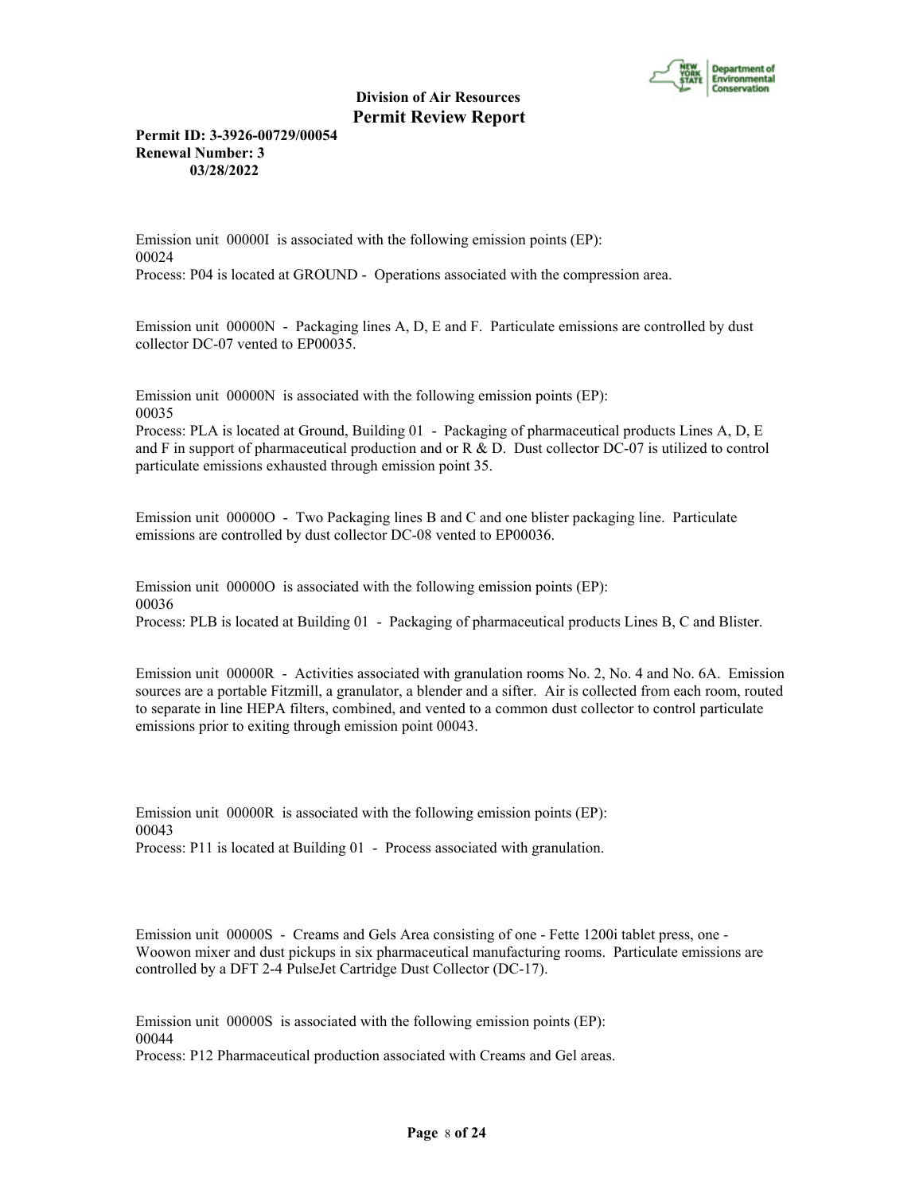Emission unit 00000I is associated with the following emission points (EP):
00024
Process: P04 is located at GROUND - Operations associated with the compression area.

Emission unit 00000N - Packaging lines A, D, E and F. Particulate emissions are controlled by dust collector DC-07 vented to EP00035.

Emission unit 00000N is associated with the following emission points (EP):
00035
Process: PLA is located at Ground, Building 01 - Packaging of pharmaceutical products Lines A, D, E and F in support of pharmaceutical production and or R & D. Dust collector DC-07 is utilized to control particulate emissions exhausted through emission point 35.

Emission unit 00000O - Two Packaging lines B and C and one blister packaging line. Particulate emissions are controlled by dust collector DC-08 vented to EP00036.

Emission unit 00000O is associated with the following emission points (EP):
00036
Process: PLB is located at Building 01 - Packaging of pharmaceutical products Lines B, C and Blister.

Emission unit 00000R - Activities associated with granulation rooms No. 2, No. 4 and No. 6A. Emission sources are a portable Fitzmill, a granulator, a blender and a sifter. Air is collected from each room, routed to separate in line HEPA filters, combined, and vented to a common dust collector to control particulate emissions prior to exiting through emission point 00043.

Emission unit 00000R is associated with the following emission points (EP):
00043
Process: P11 is located at Building 01 - Process associated with granulation.

Emission unit 00000S - Creams and Gels Area consisting of one - Fette 1200i tablet press, one - Woowon mixer and dust pickups in six pharmaceutical manufacturing rooms. Particulate emissions are controlled by a DFT 2-4 PulseJet Cartridge Dust Collector (DC-17).

Emission unit 00000S is associated with the following emission points (EP):
00044
Process: P12 Pharmaceutical production associated with Creams and Gel areas.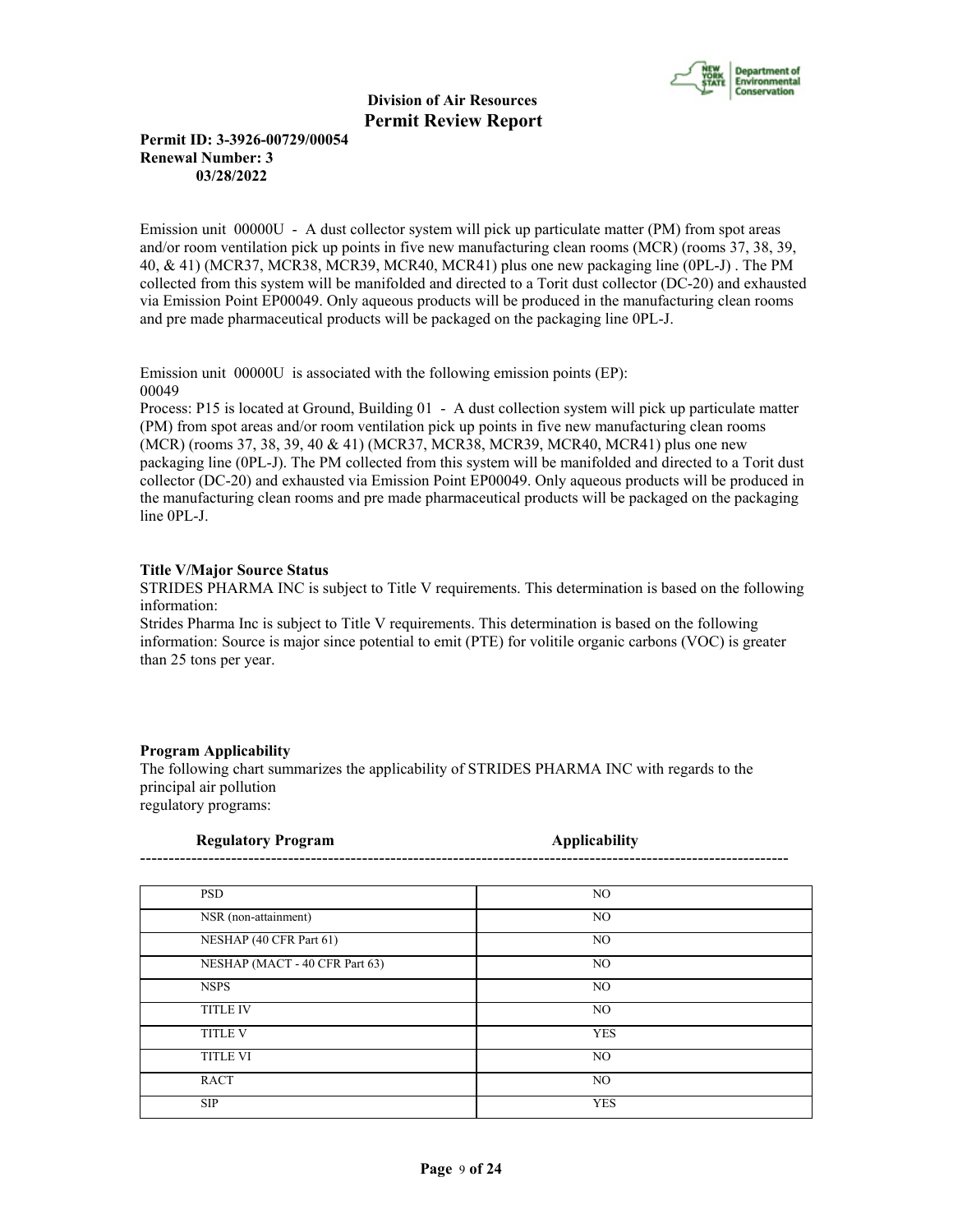Emission unit 00000U - A dust collector system will pick up particulate matter (PM) from spot areas and/or room ventilation pick up points in five new manufacturing clean rooms (MCR) (rooms 37, 38, 39, 40, & 41) (MCR37, MCR38, MCR39, MCR40, MCR41) plus one new packaging line (0PL-J) . The PM collected from this system will be manifolded and directed to a Torit dust collector (DC-20) and exhausted via Emission Point EP00049. Only aqueous products will be produced in the manufacturing clean rooms and pre made pharmaceutical products will be packaged on the packaging line 0PL-J.

Emission unit 00000U is associated with the following emission points (EP):
00049
Process: P15 is located at Ground, Building 01 - A dust collection system will pick up particulate matter (PM) from spot areas and/or room ventilation pick up points in five new manufacturing clean rooms (MCR) (rooms 37, 38, 39, 40 & 41) (MCR37, MCR38, MCR39, MCR40, MCR41) plus one new packaging line (0PL-J). The PM collected from this system will be manifolded and directed to a Torit dust collector (DC-20) and exhausted via Emission Point EP00049. Only aqueous products will be produced in the manufacturing clean rooms and pre made pharmaceutical products will be packaged on the packaging line 0PL-J.

**Title V/Major Source Status**

STRIDES PHARMA INC is subject to Title V requirements. This determination is based on the following information:
Strides Pharma Inc is subject to Title V requirements. This determination is based on the following information: Source is major since potential to emit (PTE) for volitile organic carbons (VOC) is greater than 25 tons per year.

**Program Applicability**

The following chart summarizes the applicability of STRIDES PHARMA INC with regards to the principal air pollution
regulatory programs:

| Regulatory Program | Applicability |
|---|---|
| PSD | NO |
| NSR (non-attainment) | NO |
| NESHAP (40 CFR Part 61) | NO |
| NESHAP (MACT - 40 CFR Part 63) | NO |
| NSPS | NO |
| TITLE IV | NO |
| TITLE V | YES |
| TITLE VI | NO |
| RACT | NO |
| SIP | YES |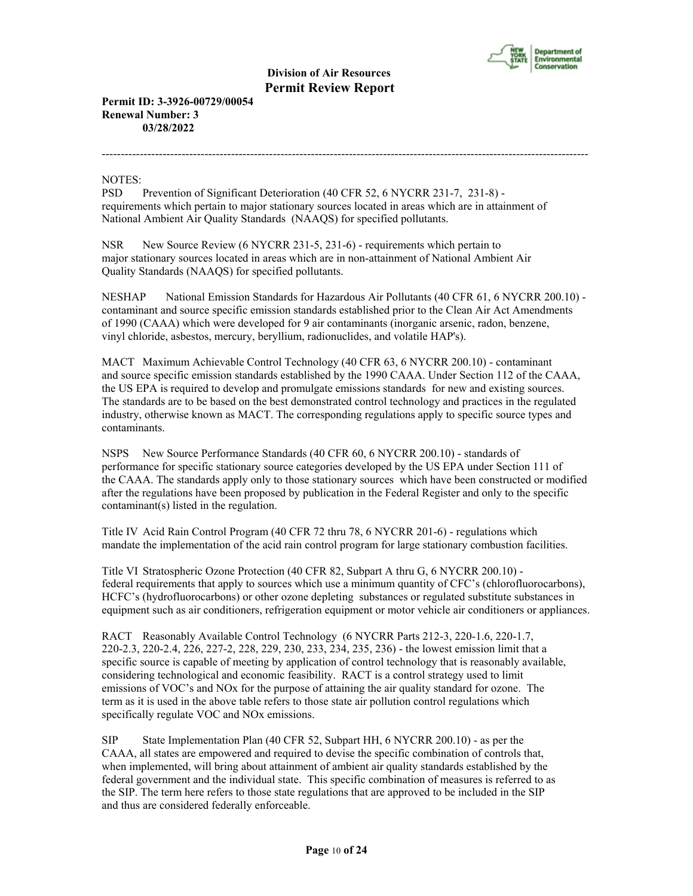NOTES:

PSD Prevention of Significant Deterioration (40 CFR 52, 6 NYCRR 231-7, 231-8) - requirements which pertain to major stationary sources located in areas which are in attainment of National Ambient Air Quality Standards (NAAQS) for specified pollutants.

NSR New Source Review (6 NYCRR 231-5, 231-6) - requirements which pertain to major stationary sources located in areas which are in non-attainment of National Ambient Air Quality Standards (NAAQS) for specified pollutants.

NESHAP National Emission Standards for Hazardous Air Pollutants (40 CFR 61, 6 NYCRR 200.10) - contaminant and source specific emission standards established prior to the Clean Air Act Amendments of 1990 (CAAA) which were developed for 9 air contaminants (inorganic arsenic, radon, benzene, vinyl chloride, asbestos, mercury, beryllium, radionuclides, and volatile HAP's).

MACT Maximum Achievable Control Technology (40 CFR 63, 6 NYCRR 200.10) - contaminant and source specific emission standards established by the 1990 CAAA. Under Section 112 of the CAAA, the US EPA is required to develop and promulgate emissions standards for new and existing sources. The standards are to be based on the best demonstrated control technology and practices in the regulated industry, otherwise known as MACT. The corresponding regulations apply to specific source types and contaminants.

NSPS New Source Performance Standards (40 CFR 60, 6 NYCRR 200.10) - standards of performance for specific stationary source categories developed by the US EPA under Section 111 of the CAAA. The standards apply only to those stationary sources which have been constructed or modified after the regulations have been proposed by publication in the Federal Register and only to the specific contaminant(s) listed in the regulation.

Title IV Acid Rain Control Program (40 CFR 72 thru 78, 6 NYCRR 201-6) - regulations which mandate the implementation of the acid rain control program for large stationary combustion facilities.

Title VI Stratospheric Ozone Protection (40 CFR 82, Subpart A thru G, 6 NYCRR 200.10) - federal requirements that apply to sources which use a minimum quantity of CFC's (chlorofluorocarbons), HCFC's (hydrofluorocarbons) or other ozone depleting substances or regulated substitute substances in equipment such as air conditioners, refrigeration equipment or motor vehicle air conditioners or appliances.

RACT Reasonably Available Control Technology (6 NYCRR Parts 212-3, 220-1.6, 220-1.7, 220-2.3, 220-2.4, 226, 227-2, 228, 229, 230, 233, 234, 235, 236) - the lowest emission limit that a specific source is capable of meeting by application of control technology that is reasonably available, considering technological and economic feasibility. RACT is a control strategy used to limit emissions of VOC's and NOx for the purpose of attaining the air quality standard for ozone. The term as it is used in the above table refers to those state air pollution control regulations which specifically regulate VOC and NOx emissions.

SIP State Implementation Plan (40 CFR 52, Subpart HH, 6 NYCRR 200.10) - as per the CAAA, all states are empowered and required to devise the specific combination of controls that, when implemented, will bring about attainment of ambient air quality standards established by the federal government and the individual state. This specific combination of measures is referred to as the SIP. The term here refers to those state regulations that are approved to be included in the SIP and thus are considered federally enforceable.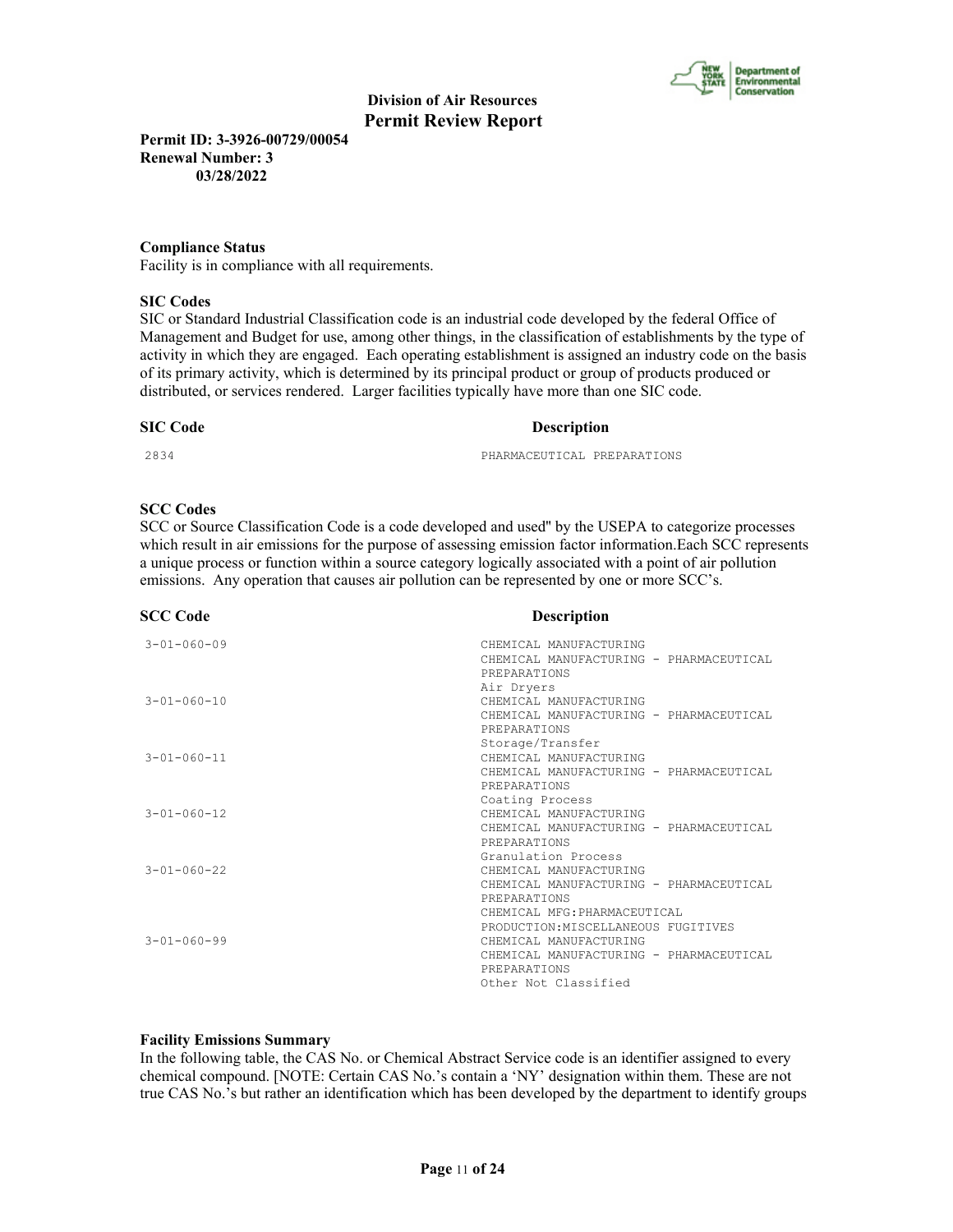**Division of Air Resources**
**Permit Review Report**

**Permit ID: 3-3926-00729/00054**
**Renewal Number: 3**
**03/28/2022**

**Compliance Status**

Facility is in compliance with all requirements.

**SIC Codes**

SIC or Standard Industrial Classification code is an industrial code developed by the federal Office of Management and Budget for use, among other things, in the classification of establishments by the type of activity in which they are engaged. Each operating establishment is assigned an industry code on the basis of its primary activity, which is determined by its principal product or group of products produced or distributed, or services rendered. Larger facilities typically have more than one SIC code.

| SIC Code | Description |
|---|---|
| 2834 | PHARMACEUTICAL PREPARATIONS |

**SCC Codes**

SCC or Source Classification Code is a code developed and used'' by the USEPA to categorize processes which result in air emissions for the purpose of assessing emission factor information.Each SCC represents a unique process or function within a source category logically associated with a point of air pollution emissions. Any operation that causes air pollution can be represented by one or more SCC's.

| SCC Code | Description |
|---|---|
| 3-01-060-09 | CHEMICAL MANUFACTURING<br>CHEMICAL MANUFACTURING - PHARMACEUTICAL PREPARATIONS<br>Air Dryers |
| 3-01-060-10 | CHEMICAL MANUFACTURING<br>CHEMICAL MANUFACTURING - PHARMACEUTICAL PREPARATIONS<br>Storage/Transfer |
| 3-01-060-11 | CHEMICAL MANUFACTURING<br>CHEMICAL MANUFACTURING - PHARMACEUTICAL PREPARATIONS<br>Coating Process |
| 3-01-060-12 | CHEMICAL MANUFACTURING<br>CHEMICAL MANUFACTURING - PHARMACEUTICAL PREPARATIONS<br>Granulation Process |
| 3-01-060-22 | CHEMICAL MANUFACTURING<br>CHEMICAL MANUFACTURING - PHARMACEUTICAL PREPARATIONS<br>CHEMICAL MFG:PHARMACEUTICAL PRODUCTION:MISCELLANEOUS FUGITIVES |
| 3-01-060-99 | CHEMICAL MANUFACTURING<br>CHEMICAL MANUFACTURING - PHARMACEUTICAL PREPARATIONS<br>Other Not Classified |

**Facility Emissions Summary**

In the following table, the CAS No. or Chemical Abstract Service code is an identifier assigned to every chemical compound. [NOTE: Certain CAS No.'s contain a 'NY' designation within them. These are not true CAS No.'s but rather an identification which has been developed by the department to identify groups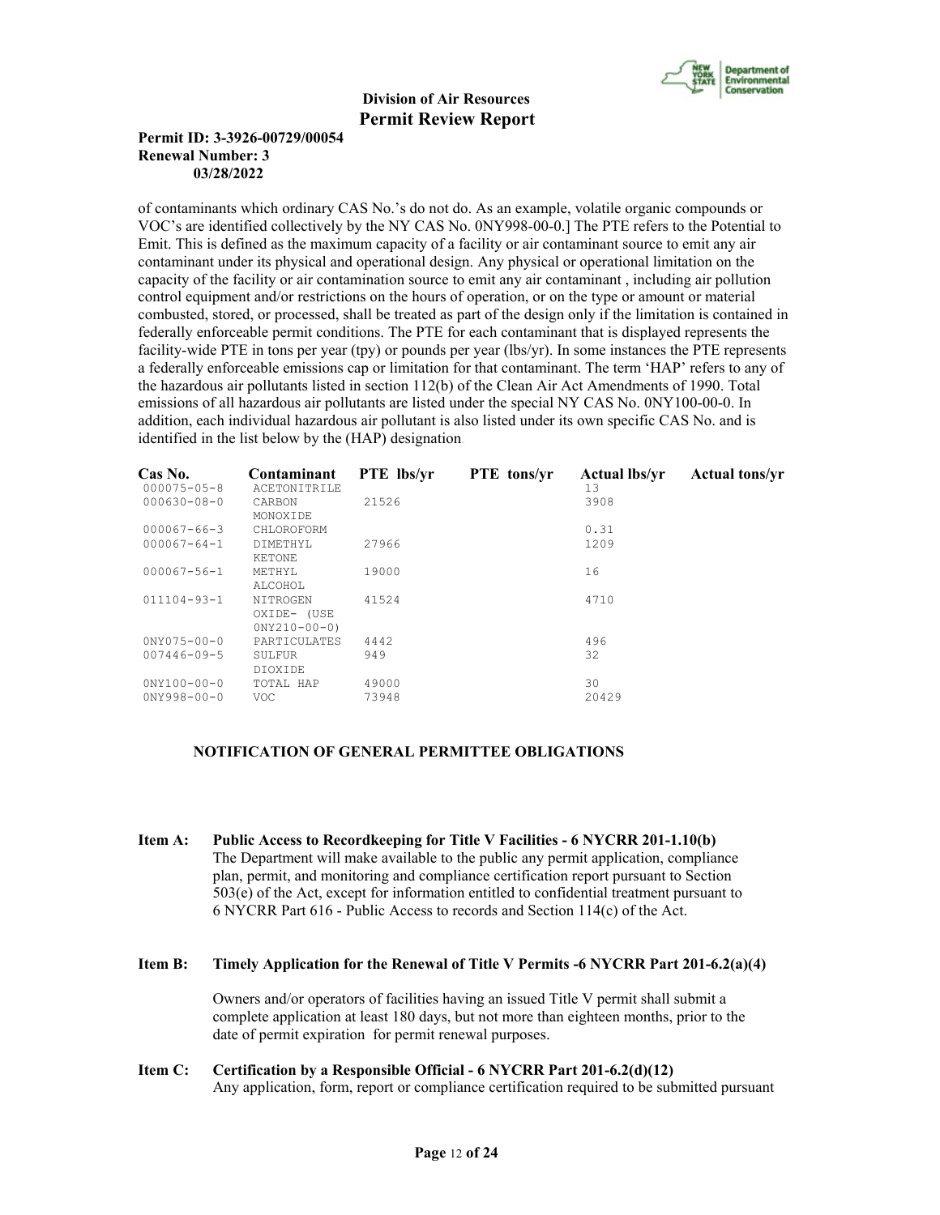of contaminants which ordinary CAS No.'s do not do. As an example, volatile organic compounds or VOC's are identified collectively by the NY CAS No. 0NY998-00-0.] The PTE refers to the Potential to Emit. This is defined as the maximum capacity of a facility or air contaminant source to emit any air contaminant under its physical and operational design. Any physical or operational limitation on the capacity of the facility or air contamination source to emit any air contaminant , including air pollution control equipment and/or restrictions on the hours of operation, or on the type or amount or material combusted, stored, or processed, shall be treated as part of the design only if the limitation is contained in federally enforceable permit conditions. The PTE for each contaminant that is displayed represents the facility-wide PTE in tons per year (tpy) or pounds per year (lbs/yr). In some instances the PTE represents a federally enforceable emissions cap or limitation for that contaminant. The term 'HAP' refers to any of the hazardous air pollutants listed in section 112(b) of the Clean Air Act Amendments of 1990. Total emissions of all hazardous air pollutants are listed under the special NY CAS No. 0NY100-00-0. In addition, each individual hazardous air pollutant is also listed under its own specific CAS No. and is identified in the list below by the (HAP) designation.

| Cas No. | Contaminant | PTE lbs/yr | PTE tons/yr | Actual lbs/yr | Actual tons/yr |
|---|---|---|---|---|---|
| 000075-05-8 | ACETONITRILE | | | 13 | |
| 000630-08-0 | CARBON MONOXIDE | 21526 | | 3908 | |
| 000067-66-3 | CHLOROFORM | | | 0.31 | |
| 000067-64-1 | DIMETHYL KETONE | 27966 | | 1209 | |
| 000067-56-1 | METHYL ALCOHOL | 19000 | | 16 | |
| 011104-93-1 | NITROGEN OXIDE- (USE 0NY210-00-0) | 41524 | | 4710 | |
| 0NY075-00-0 | PARTICULATES | 4442 | | 496 | |
| 007446-09-5 | SULFUR DIOXIDE | 949 | | 32 | |
| 0NY100-00-0 | TOTAL HAP | 49000 | | 30 | |
| 0NY998-00-0 | VOC | 73948 | | 20429 | |

## NOTIFICATION OF GENERAL PERMITTEE OBLIGATIONS

**Item A: Public Access to Recordkeeping for Title V Facilities - 6 NYCRR 201-1.10(b)**
The Department will make available to the public any permit application, compliance plan, permit, and monitoring and compliance certification report pursuant to Section 503(e) of the Act, except for information entitled to confidential treatment pursuant to 6 NYCRR Part 616 - Public Access to records and Section 114(c) of the Act.

**Item B: Timely Application for the Renewal of Title V Permits -6 NYCRR Part 201-6.2(a)(4)**

Owners and/or operators of facilities having an issued Title V permit shall submit a complete application at least 180 days, but not more than eighteen months, prior to the date of permit expiration for permit renewal purposes.

**Item C: Certification by a Responsible Official - 6 NYCRR Part 201-6.2(d)(12)**
Any application, form, report or compliance certification required to be submitted pursuant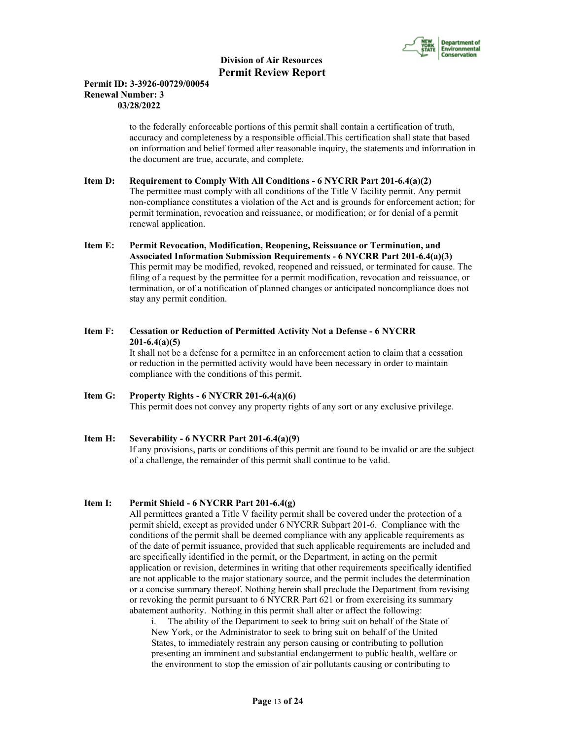to the federally enforceable portions of this permit shall contain a certification of truth, accuracy and completeness by a responsible official.This certification shall state that based on information and belief formed after reasonable inquiry, the statements and information in the document are true, accurate, and complete.

**Item D: Requirement to Comply With All Conditions - 6 NYCRR Part 201-6.4(a)(2)**
The permittee must comply with all conditions of the Title V facility permit. Any permit non-compliance constitutes a violation of the Act and is grounds for enforcement action; for permit termination, revocation and reissuance, or modification; or for denial of a permit renewal application.

**Item E: Permit Revocation, Modification, Reopening, Reissuance or Termination, and Associated Information Submission Requirements - 6 NYCRR Part 201-6.4(a)(3)**
This permit may be modified, revoked, reopened and reissued, or terminated for cause. The filing of a request by the permittee for a permit modification, revocation and reissuance, or termination, or of a notification of planned changes or anticipated noncompliance does not stay any permit condition.

**Item F: Cessation or Reduction of Permitted Activity Not a Defense - 6 NYCRR 201-6.4(a)(5)**
It shall not be a defense for a permittee in an enforcement action to claim that a cessation or reduction in the permitted activity would have been necessary in order to maintain compliance with the conditions of this permit.

**Item G: Property Rights - 6 NYCRR 201-6.4(a)(6)**
This permit does not convey any property rights of any sort or any exclusive privilege.

**Item H: Severability - 6 NYCRR Part 201-6.4(a)(9)**
If any provisions, parts or conditions of this permit are found to be invalid or are the subject of a challenge, the remainder of this permit shall continue to be valid.

**Item I: Permit Shield - 6 NYCRR Part 201-6.4(g)**
All permittees granted a Title V facility permit shall be covered under the protection of a permit shield, except as provided under 6 NYCRR Subpart 201-6. Compliance with the conditions of the permit shall be deemed compliance with any applicable requirements as of the date of permit issuance, provided that such applicable requirements are included and are specifically identified in the permit, or the Department, in acting on the permit application or revision, determines in writing that other requirements specifically identified are not applicable to the major stationary source, and the permit includes the determination or a concise summary thereof. Nothing herein shall preclude the Department from revising or revoking the permit pursuant to 6 NYCRR Part 621 or from exercising its summary abatement authority. Nothing in this permit shall alter or affect the following:

i. The ability of the Department to seek to bring suit on behalf of the State of New York, or the Administrator to seek to bring suit on behalf of the United States, to immediately restrain any person causing or contributing to pollution presenting an imminent and substantial endangerment to public health, welfare or the environment to stop the emission of air pollutants causing or contributing to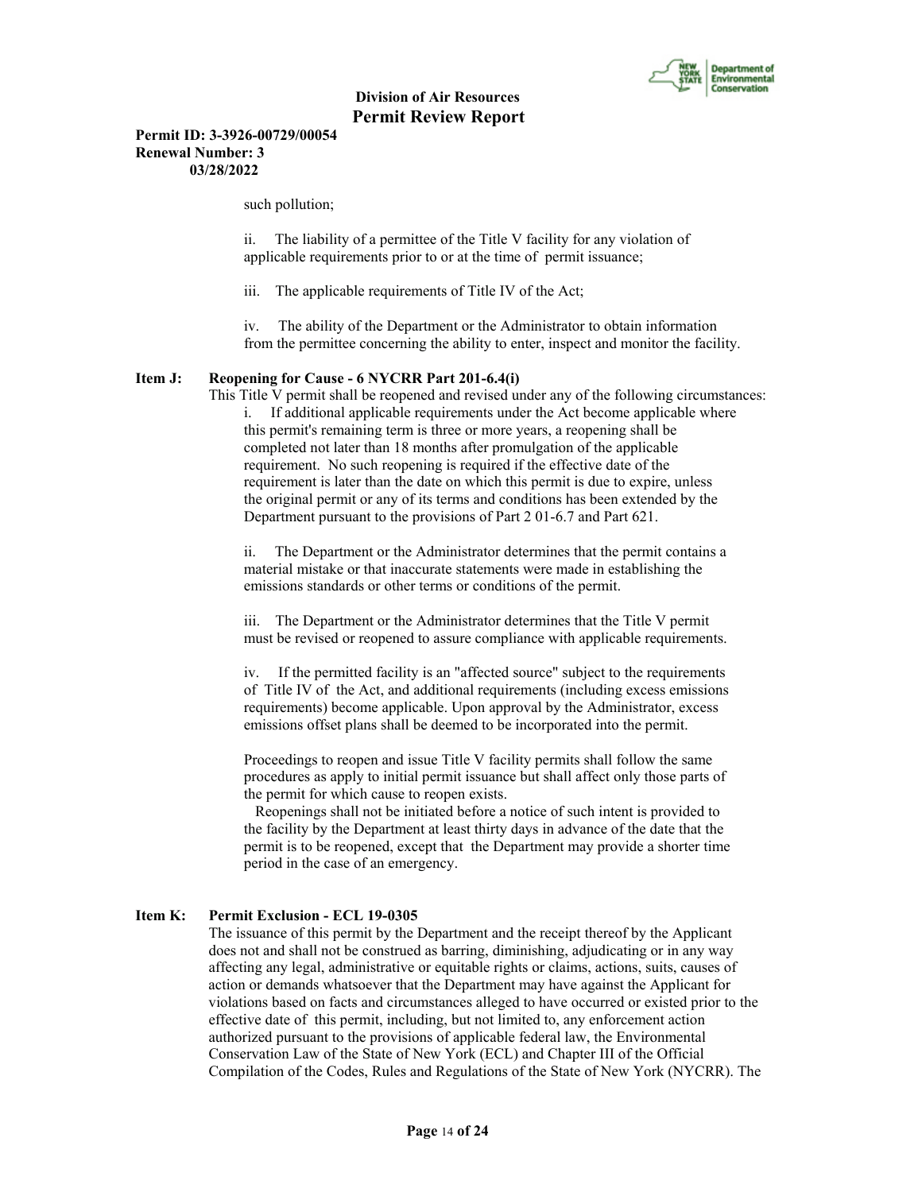such pollution;

ii. The liability of a permittee of the Title V facility for any violation of applicable requirements prior to or at the time of permit issuance;

iii. The applicable requirements of Title IV of the Act;

iv. The ability of the Department or the Administrator to obtain information from the permittee concerning the ability to enter, inspect and monitor the facility.

**Item J: Reopening for Cause - 6 NYCRR Part 201-6.4(i)**

This Title V permit shall be reopened and revised under any of the following circumstances:

i. If additional applicable requirements under the Act become applicable where this permit's remaining term is three or more years, a reopening shall be completed not later than 18 months after promulgation of the applicable requirement. No such reopening is required if the effective date of the requirement is later than the date on which this permit is due to expire, unless the original permit or any of its terms and conditions has been extended by the Department pursuant to the provisions of Part 2 01-6.7 and Part 621.

ii. The Department or the Administrator determines that the permit contains a material mistake or that inaccurate statements were made in establishing the emissions standards or other terms or conditions of the permit.

iii. The Department or the Administrator determines that the Title V permit must be revised or reopened to assure compliance with applicable requirements.

iv. If the permitted facility is an "affected source" subject to the requirements of Title IV of the Act, and additional requirements (including excess emissions requirements) become applicable. Upon approval by the Administrator, excess emissions offset plans shall be deemed to be incorporated into the permit.

Proceedings to reopen and issue Title V facility permits shall follow the same procedures as apply to initial permit issuance but shall affect only those parts of the permit for which cause to reopen exists.

Reopenings shall not be initiated before a notice of such intent is provided to the facility by the Department at least thirty days in advance of the date that the permit is to be reopened, except that the Department may provide a shorter time period in the case of an emergency.

**Item K: Permit Exclusion - ECL 19-0305**

The issuance of this permit by the Department and the receipt thereof by the Applicant does not and shall not be construed as barring, diminishing, adjudicating or in any way affecting any legal, administrative or equitable rights or claims, actions, suits, causes of action or demands whatsoever that the Department may have against the Applicant for violations based on facts and circumstances alleged to have occurred or existed prior to the effective date of this permit, including, but not limited to, any enforcement action authorized pursuant to the provisions of applicable federal law, the Environmental Conservation Law of the State of New York (ECL) and Chapter III of the Official Compilation of the Codes, Rules and Regulations of the State of New York (NYCRR). The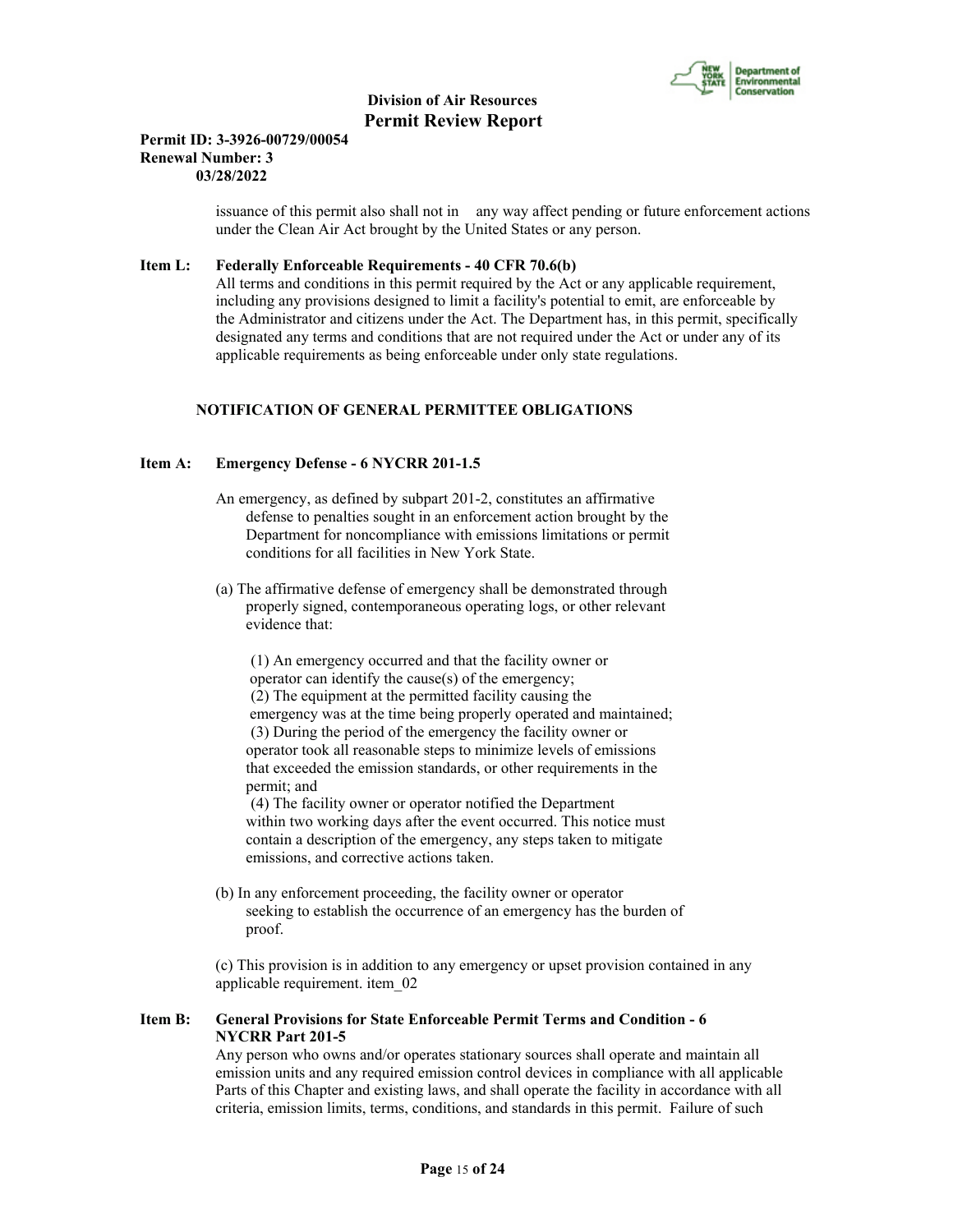issuance of this permit also shall not in any way affect pending or future enforcement actions under the Clean Air Act brought by the United States or any person.

**Item L: Federally Enforceable Requirements - 40 CFR 70.6(b)**
All terms and conditions in this permit required by the Act or any applicable requirement, including any provisions designed to limit a facility's potential to emit, are enforceable by the Administrator and citizens under the Act. The Department has, in this permit, specifically designated any terms and conditions that are not required under the Act or under any of its applicable requirements as being enforceable under only state regulations.

## NOTIFICATION OF GENERAL PERMITTEE OBLIGATIONS

**Item A: Emergency Defense - 6 NYCRR 201-1.5**

An emergency, as defined by subpart 201-2, constitutes an affirmative defense to penalties sought in an enforcement action brought by the Department for noncompliance with emissions limitations or permit conditions for all facilities in New York State.

(a) The affirmative defense of emergency shall be demonstrated through properly signed, contemporaneous operating logs, or other relevant evidence that:

(1) An emergency occurred and that the facility owner or operator can identify the cause(s) of the emergency;
(2) The equipment at the permitted facility causing the emergency was at the time being properly operated and maintained;
(3) During the period of the emergency the facility owner or operator took all reasonable steps to minimize levels of emissions that exceeded the emission standards, or other requirements in the permit; and
(4) The facility owner or operator notified the Department within two working days after the event occurred. This notice must contain a description of the emergency, any steps taken to mitigate emissions, and corrective actions taken.

(b) In any enforcement proceeding, the facility owner or operator seeking to establish the occurrence of an emergency has the burden of proof.

(c) This provision is in addition to any emergency or upset provision contained in any applicable requirement. item_02

**Item B: General Provisions for State Enforceable Permit Terms and Condition - 6 NYCRR Part 201-5**
Any person who owns and/or operates stationary sources shall operate and maintain all emission units and any required emission control devices in compliance with all applicable Parts of this Chapter and existing laws, and shall operate the facility in accordance with all criteria, emission limits, terms, conditions, and standards in this permit. Failure of such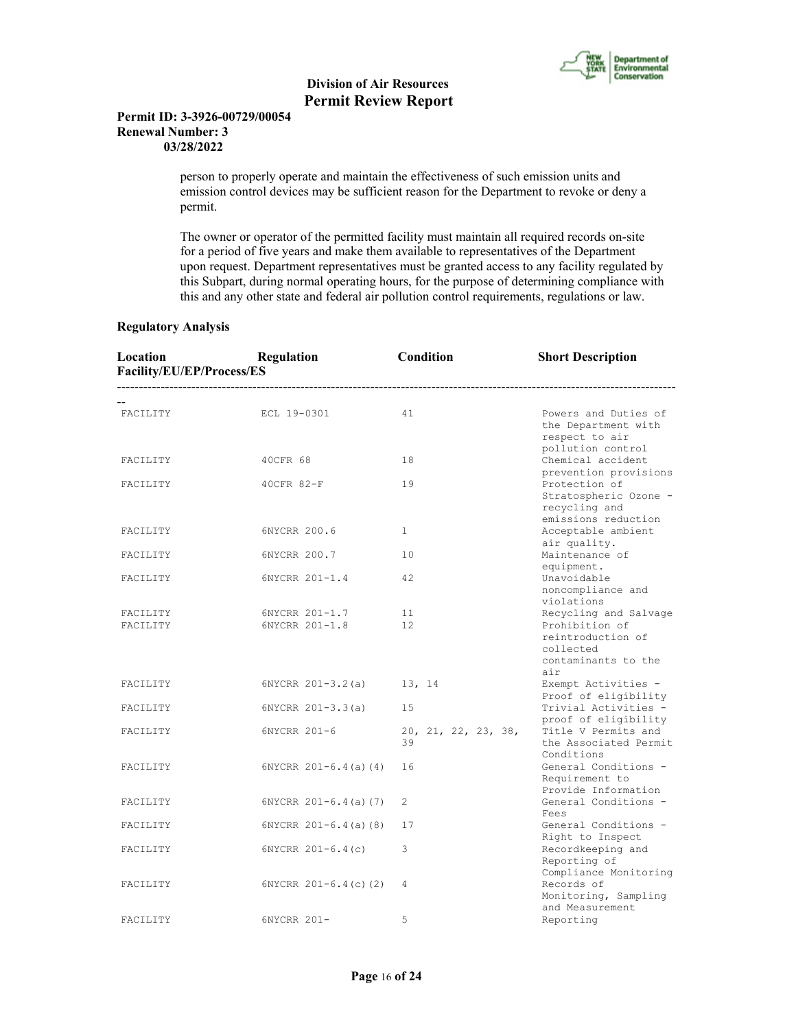person to properly operate and maintain the effectiveness of such emission units and emission control devices may be sufficient reason for the Department to revoke or deny a permit.

The owner or operator of the permitted facility must maintain all required records on-site for a period of five years and make them available to representatives of the Department upon request. Department representatives must be granted access to any facility regulated by this Subpart, during normal operating hours, for the purpose of determining compliance with this and any other state and federal air pollution control requirements, regulations or law.

**Regulatory Analysis**

| Location Facility/EU/EP/Process/ES | Regulation | Condition | Short Description |
|---|---|---|---|
| FACILITY | ECL 19-0301 | 41 | Powers and Duties of the Department with respect to air pollution control |
| FACILITY | 40CFR 68 | 18 | Chemical accident prevention provisions |
| FACILITY | 40CFR 82-F | 19 | Protection of Stratospheric Ozone - recycling and emissions reduction |
| FACILITY | 6NYCRR 200.6 | 1 | Acceptable ambient air quality. |
| FACILITY | 6NYCRR 200.7 | 10 | Maintenance of equipment. |
| FACILITY | 6NYCRR 201-1.4 | 42 | Unavoidable noncompliance and violations |
| FACILITY | 6NYCRR 201-1.7 | 11 | Recycling and Salvage |
| FACILITY | 6NYCRR 201-1.8 | 12 | Prohibition of reintroduction of collected contaminants to the air |
| FACILITY | 6NYCRR 201-3.2(a) | 13, 14 | Exempt Activities - Proof of eligibility |
| FACILITY | 6NYCRR 201-3.3(a) | 15 | Trivial Activities - proof of eligibility |
| FACILITY | 6NYCRR 201-6 | 20, 21, 22, 23, 38, 39 | Title V Permits and the Associated Permit Conditions |
| FACILITY | 6NYCRR 201-6.4(a)(4) | 16 | General Conditions - Requirement to Provide Information |
| FACILITY | 6NYCRR 201-6.4(a)(7) | 2 | General Conditions - Fees |
| FACILITY | 6NYCRR 201-6.4(a)(8) | 17 | General Conditions - Right to Inspect |
| FACILITY | 6NYCRR 201-6.4(c) | 3 | Recordkeeping and Reporting of Compliance Monitoring |
| FACILITY | 6NYCRR 201-6.4(c)(2) | 4 | Records of Monitoring, Sampling and Measurement |
| FACILITY | 6NYCRR 201- | 5 | Reporting |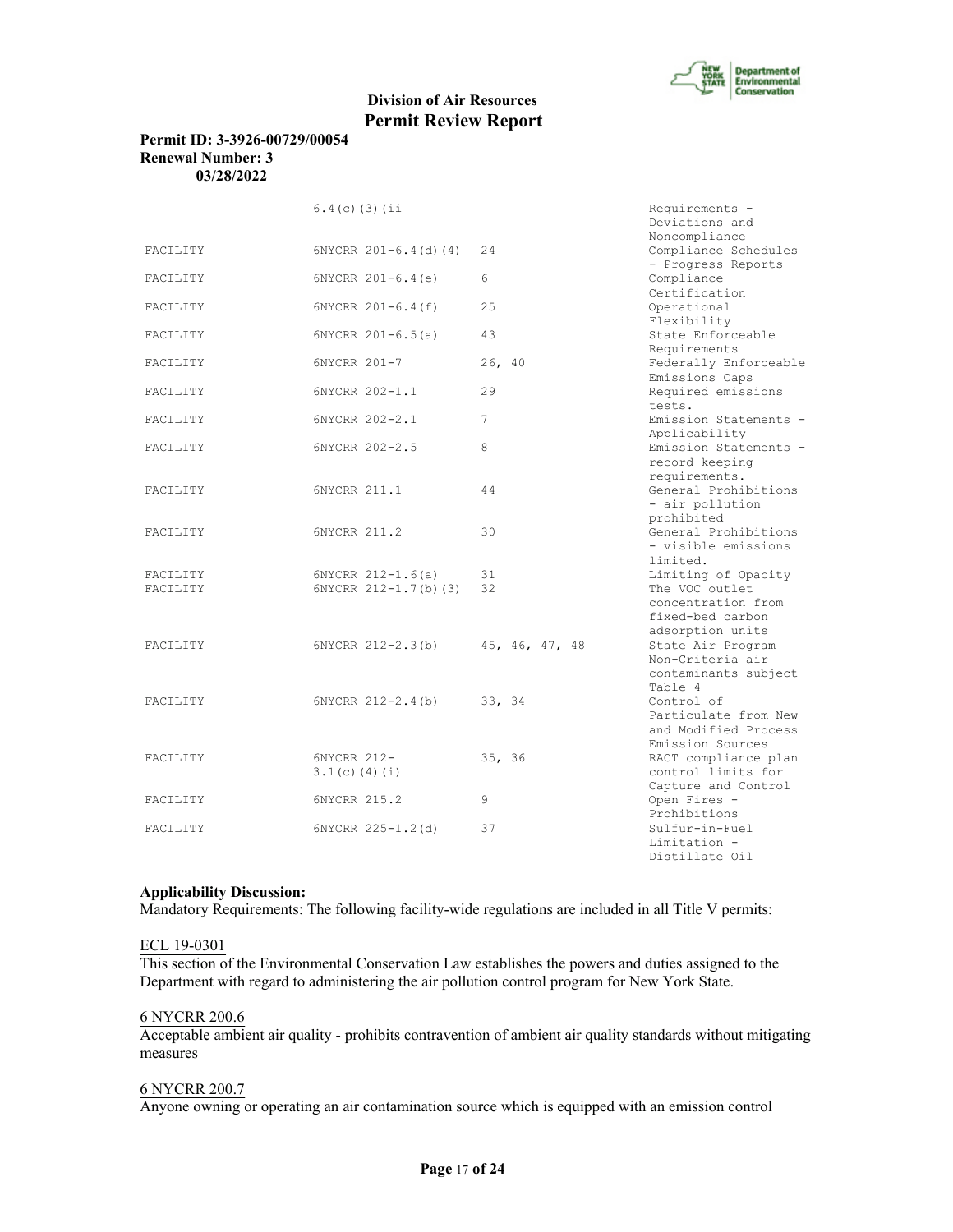| | | | |
|---|---|---|---|
| | 6.4(c)(3)(ii | | Requirements - Deviations and Noncompliance |
| FACILITY | 6NYCRR 201-6.4(d)(4) | 24 | Compliance Schedules - Progress Reports |
| FACILITY | 6NYCRR 201-6.4(e) | 6 | Compliance Certification |
| FACILITY | 6NYCRR 201-6.4(f) | 25 | Operational Flexibility |
| FACILITY | 6NYCRR 201-6.5(a) | 43 | State Enforceable Requirements |
| FACILITY | 6NYCRR 201-7 | 26, 40 | Federally Enforceable Emissions Caps |
| FACILITY | 6NYCRR 202-1.1 | 29 | Required emissions tests. |
| FACILITY | 6NYCRR 202-2.1 | 7 | Emission Statements - Applicability |
| FACILITY | 6NYCRR 202-2.5 | 8 | Emission Statements - record keeping requirements. |
| FACILITY | 6NYCRR 211.1 | 44 | General Prohibitions - air pollution prohibited |
| FACILITY | 6NYCRR 211.2 | 30 | General Prohibitions - visible emissions limited. |
| FACILITY | 6NYCRR 212-1.6(a) | 31 | Limiting of Opacity |
| FACILITY | 6NYCRR 212-1.7(b)(3) | 32 | The VOC outlet concentration from fixed-bed carbon adsorption units |
| FACILITY | 6NYCRR 212-2.3(b) | 45, 46, 47, 48 | State Air Program Non-Criteria air contaminants subject Table 4 |
| FACILITY | 6NYCRR 212-2.4(b) | 33, 34 | Control of Particulate from New and Modified Process Emission Sources |
| FACILITY | 6NYCRR 212-3.1(c)(4)(i) | 35, 36 | RACT compliance plan control limits for Capture and Control |
| FACILITY | 6NYCRR 215.2 | 9 | Open Fires - Prohibitions |
| FACILITY | 6NYCRR 225-1.2(d) | 37 | Sulfur-in-Fuel Limitation - Distillate Oil |

**Applicability Discussion:**
Mandatory Requirements: The following facility-wide regulations are included in all Title V permits:

ECL 19-0301
This section of the Environmental Conservation Law establishes the powers and duties assigned to the Department with regard to administering the air pollution control program for New York State.

6 NYCRR 200.6
Acceptable ambient air quality - prohibits contravention of ambient air quality standards without mitigating measures

6 NYCRR 200.7
Anyone owning or operating an air contamination source which is equipped with an emission control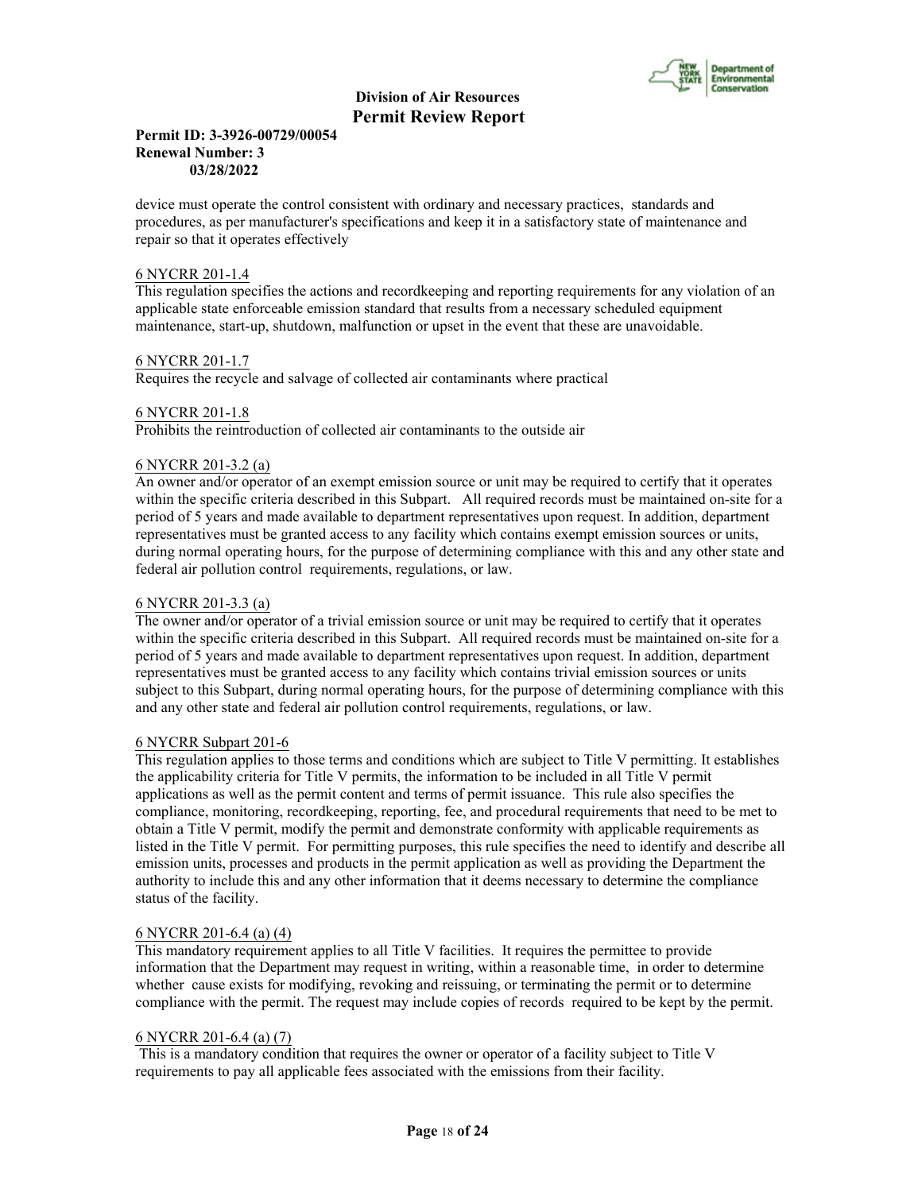device must operate the control consistent with ordinary and necessary practices, standards and procedures, as per manufacturer's specifications and keep it in a satisfactory state of maintenance and repair so that it operates effectively

6 NYCRR 201-1.4

This regulation specifies the actions and recordkeeping and reporting requirements for any violation of an applicable state enforceable emission standard that results from a necessary scheduled equipment maintenance, start-up, shutdown, malfunction or upset in the event that these are unavoidable.

6 NYCRR 201-1.7

Requires the recycle and salvage of collected air contaminants where practical

6 NYCRR 201-1.8

Prohibits the reintroduction of collected air contaminants to the outside air

6 NYCRR 201-3.2 (a)

An owner and/or operator of an exempt emission source or unit may be required to certify that it operates within the specific criteria described in this Subpart. All required records must be maintained on-site for a period of 5 years and made available to department representatives upon request. In addition, department representatives must be granted access to any facility which contains exempt emission sources or units, during normal operating hours, for the purpose of determining compliance with this and any other state and federal air pollution control requirements, regulations, or law.

6 NYCRR 201-3.3 (a)

The owner and/or operator of a trivial emission source or unit may be required to certify that it operates within the specific criteria described in this Subpart. All required records must be maintained on-site for a period of 5 years and made available to department representatives upon request. In addition, department representatives must be granted access to any facility which contains trivial emission sources or units subject to this Subpart, during normal operating hours, for the purpose of determining compliance with this and any other state and federal air pollution control requirements, regulations, or law.

6 NYCRR Subpart 201-6

This regulation applies to those terms and conditions which are subject to Title V permitting. It establishes the applicability criteria for Title V permits, the information to be included in all Title V permit applications as well as the permit content and terms of permit issuance. This rule also specifies the compliance, monitoring, recordkeeping, reporting, fee, and procedural requirements that need to be met to obtain a Title V permit, modify the permit and demonstrate conformity with applicable requirements as listed in the Title V permit. For permitting purposes, this rule specifies the need to identify and describe all emission units, processes and products in the permit application as well as providing the Department the authority to include this and any other information that it deems necessary to determine the compliance status of the facility.

6 NYCRR 201-6.4 (a) (4)

This mandatory requirement applies to all Title V facilities. It requires the permittee to provide information that the Department may request in writing, within a reasonable time, in order to determine whether cause exists for modifying, revoking and reissuing, or terminating the permit or to determine compliance with the permit. The request may include copies of records required to be kept by the permit.

6 NYCRR 201-6.4 (a) (7)

This is a mandatory condition that requires the owner or operator of a facility subject to Title V requirements to pay all applicable fees associated with the emissions from their facility.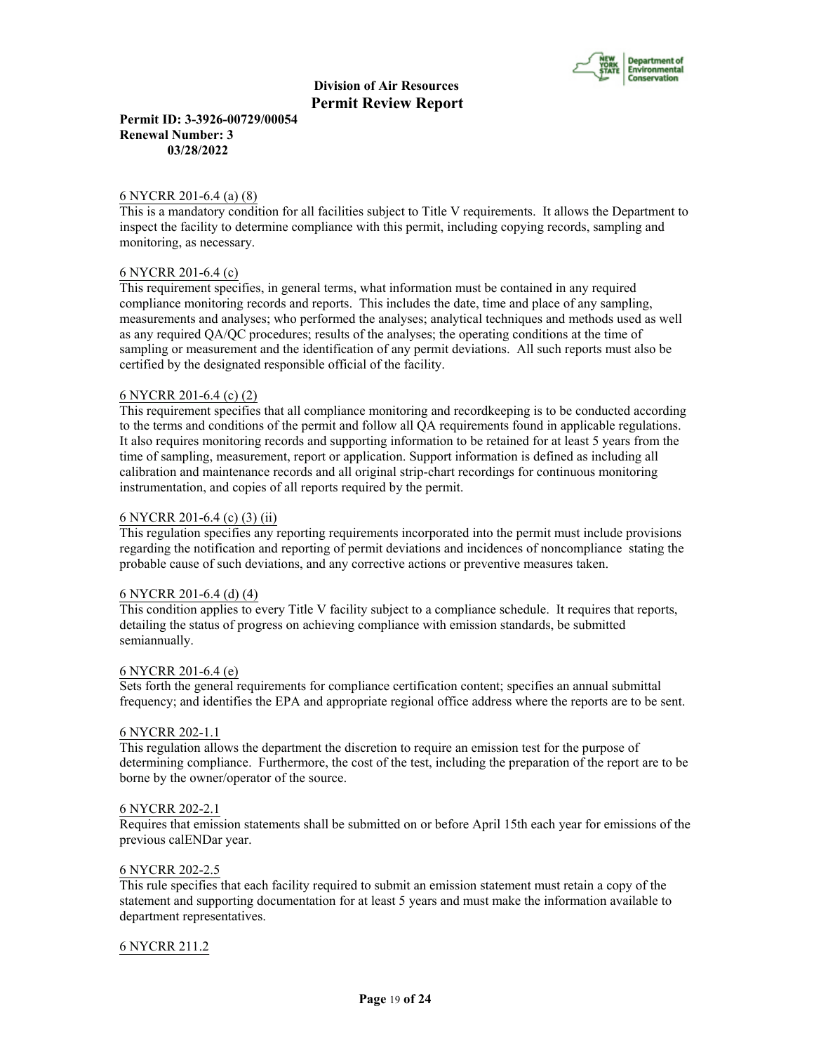6 NYCRR 201-6.4 (a) (8)

This is a mandatory condition for all facilities subject to Title V requirements. It allows the Department to inspect the facility to determine compliance with this permit, including copying records, sampling and monitoring, as necessary.

6 NYCRR 201-6.4 (c)

This requirement specifies, in general terms, what information must be contained in any required compliance monitoring records and reports. This includes the date, time and place of any sampling, measurements and analyses; who performed the analyses; analytical techniques and methods used as well as any required QA/QC procedures; results of the analyses; the operating conditions at the time of sampling or measurement and the identification of any permit deviations. All such reports must also be certified by the designated responsible official of the facility.

6 NYCRR 201-6.4 (c) (2)

This requirement specifies that all compliance monitoring and recordkeeping is to be conducted according to the terms and conditions of the permit and follow all QA requirements found in applicable regulations. It also requires monitoring records and supporting information to be retained for at least 5 years from the time of sampling, measurement, report or application. Support information is defined as including all calibration and maintenance records and all original strip-chart recordings for continuous monitoring instrumentation, and copies of all reports required by the permit.

6 NYCRR 201-6.4 (c) (3) (ii)

This regulation specifies any reporting requirements incorporated into the permit must include provisions regarding the notification and reporting of permit deviations and incidences of noncompliance stating the probable cause of such deviations, and any corrective actions or preventive measures taken.

6 NYCRR 201-6.4 (d) (4)

This condition applies to every Title V facility subject to a compliance schedule. It requires that reports, detailing the status of progress on achieving compliance with emission standards, be submitted semiannually.

6 NYCRR 201-6.4 (e)

Sets forth the general requirements for compliance certification content; specifies an annual submittal frequency; and identifies the EPA and appropriate regional office address where the reports are to be sent.

6 NYCRR 202-1.1

This regulation allows the department the discretion to require an emission test for the purpose of determining compliance. Furthermore, the cost of the test, including the preparation of the report are to be borne by the owner/operator of the source.

6 NYCRR 202-2.1

Requires that emission statements shall be submitted on or before April 15th each year for emissions of the previous calENDar year.

6 NYCRR 202-2.5

This rule specifies that each facility required to submit an emission statement must retain a copy of the statement and supporting documentation for at least 5 years and must make the information available to department representatives.

6 NYCRR 211.2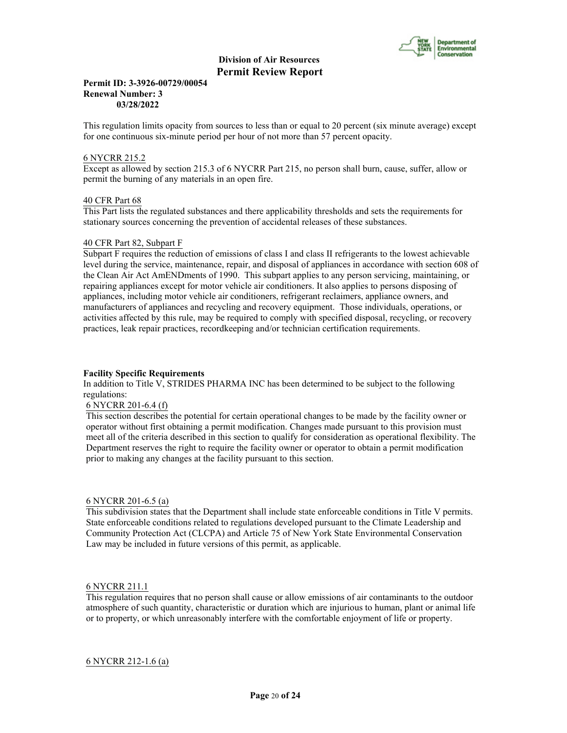This regulation limits opacity from sources to less than or equal to 20 percent (six minute average) except for one continuous six-minute period per hour of not more than 57 percent opacity.

6 NYCRR 215.2

Except as allowed by section 215.3 of 6 NYCRR Part 215, no person shall burn, cause, suffer, allow or permit the burning of any materials in an open fire.

40 CFR Part 68

This Part lists the regulated substances and there applicability thresholds and sets the requirements for stationary sources concerning the prevention of accidental releases of these substances.

40 CFR Part 82, Subpart F

Subpart F requires the reduction of emissions of class I and class II refrigerants to the lowest achievable level during the service, maintenance, repair, and disposal of appliances in accordance with section 608 of the Clean Air Act AmENDments of 1990. This subpart applies to any person servicing, maintaining, or repairing appliances except for motor vehicle air conditioners. It also applies to persons disposing of appliances, including motor vehicle air conditioners, refrigerant reclaimers, appliance owners, and manufacturers of appliances and recycling and recovery equipment. Those individuals, operations, or activities affected by this rule, may be required to comply with specified disposal, recycling, or recovery practices, leak repair practices, recordkeeping and/or technician certification requirements.

**Facility Specific Requirements**

In addition to Title V, STRIDES PHARMA INC has been determined to be subject to the following regulations:

6 NYCRR 201-6.4 (f)

This section describes the potential for certain operational changes to be made by the facility owner or operator without first obtaining a permit modification. Changes made pursuant to this provision must meet all of the criteria described in this section to qualify for consideration as operational flexibility. The Department reserves the right to require the facility owner or operator to obtain a permit modification prior to making any changes at the facility pursuant to this section.

6 NYCRR 201-6.5 (a)

This subdivision states that the Department shall include state enforceable conditions in Title V permits. State enforceable conditions related to regulations developed pursuant to the Climate Leadership and Community Protection Act (CLCPA) and Article 75 of New York State Environmental Conservation Law may be included in future versions of this permit, as applicable.

6 NYCRR 211.1

This regulation requires that no person shall cause or allow emissions of air contaminants to the outdoor atmosphere of such quantity, characteristic or duration which are injurious to human, plant or animal life or to property, or which unreasonably interfere with the comfortable enjoyment of life or property.

6 NYCRR 212-1.6 (a)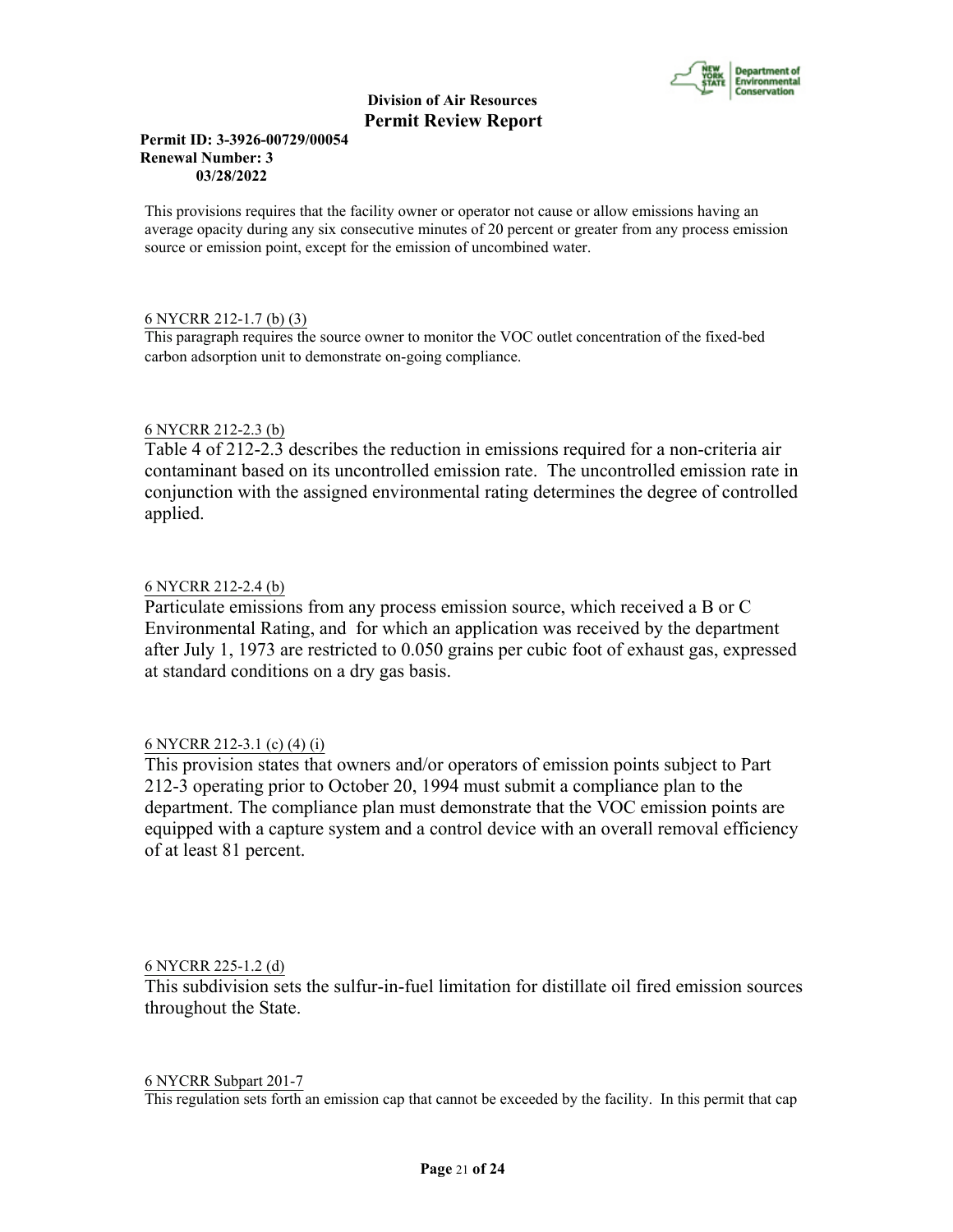This provisions requires that the facility owner or operator not cause or allow emissions having an average opacity during any six consecutive minutes of 20 percent or greater from any process emission source or emission point, except for the emission of uncombined water.

6 NYCRR 212-1.7 (b) (3)
This paragraph requires the source owner to monitor the VOC outlet concentration of the fixed-bed carbon adsorption unit to demonstrate on-going compliance.

6 NYCRR 212-2.3 (b)
Table 4 of 212-2.3 describes the reduction in emissions required for a non-criteria air contaminant based on its uncontrolled emission rate. The uncontrolled emission rate in conjunction with the assigned environmental rating determines the degree of controlled applied.

6 NYCRR 212-2.4 (b)
Particulate emissions from any process emission source, which received a B or C Environmental Rating, and for which an application was received by the department after July 1, 1973 are restricted to 0.050 grains per cubic foot of exhaust gas, expressed at standard conditions on a dry gas basis.

6 NYCRR 212-3.1 (c) (4) (i)
This provision states that owners and/or operators of emission points subject to Part 212-3 operating prior to October 20, 1994 must submit a compliance plan to the department. The compliance plan must demonstrate that the VOC emission points are equipped with a capture system and a control device with an overall removal efficiency of at least 81 percent.

6 NYCRR 225-1.2 (d)
This subdivision sets the sulfur-in-fuel limitation for distillate oil fired emission sources throughout the State.

6 NYCRR Subpart 201-7
This regulation sets forth an emission cap that cannot be exceeded by the facility. In this permit that cap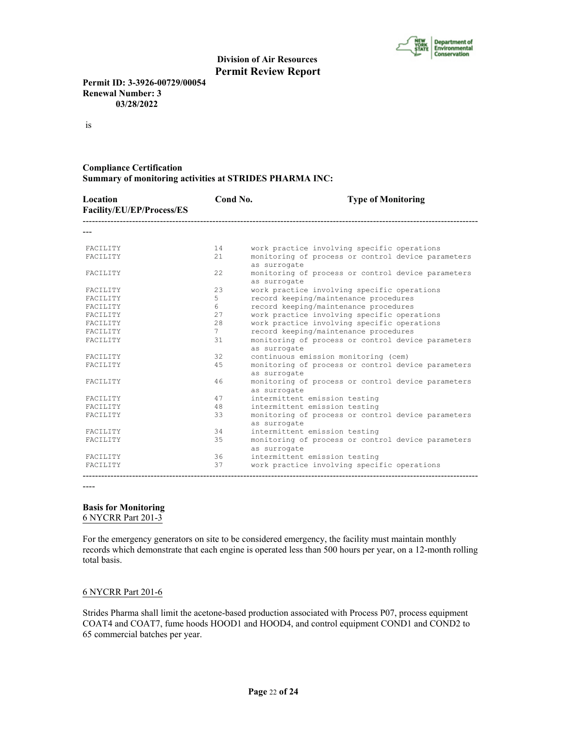**Division of Air Resources**
**Permit Review Report**

**Permit ID: 3-3926-00729/00054**
**Renewal Number: 3**
**03/28/2022**

is

**Compliance Certification**
**Summary of monitoring activities at STRIDES PHARMA INC:**

| Location Facility/EU/EP/Process/ES | Cond No. | Type of Monitoring |
|---|---|---|
| FACILITY | 14 | work practice involving specific operations |
| FACILITY | 21 | monitoring of process or control device parameters as surrogate |
| FACILITY | 22 | monitoring of process or control device parameters as surrogate |
| FACILITY | 23 | work practice involving specific operations |
| FACILITY | 5 | record keeping/maintenance procedures |
| FACILITY | 6 | record keeping/maintenance procedures |
| FACILITY | 27 | work practice involving specific operations |
| FACILITY | 28 | work practice involving specific operations |
| FACILITY | 7 | record keeping/maintenance procedures |
| FACILITY | 31 | monitoring of process or control device parameters as surrogate |
| FACILITY | 32 | continuous emission monitoring (cem) |
| FACILITY | 45 | monitoring of process or control device parameters as surrogate |
| FACILITY | 46 | monitoring of process or control device parameters as surrogate |
| FACILITY | 47 | intermittent emission testing |
| FACILITY | 48 | intermittent emission testing |
| FACILITY | 33 | monitoring of process or control device parameters as surrogate |
| FACILITY | 34 | intermittent emission testing |
| FACILITY | 35 | monitoring of process or control device parameters as surrogate |
| FACILITY | 36 | intermittent emission testing |
| FACILITY | 37 | work practice involving specific operations |

**Basis for Monitoring**

6 NYCRR Part 201-3

For the emergency generators on site to be considered emergency, the facility must maintain monthly records which demonstrate that each engine is operated less than 500 hours per year, on a 12-month rolling total basis.

6 NYCRR Part 201-6

Strides Pharma shall limit the acetone-based production associated with Process P07, process equipment COAT4 and COAT7, fume hoods HOOD1 and HOOD4, and control equipment COND1 and COND2 to 65 commercial batches per year.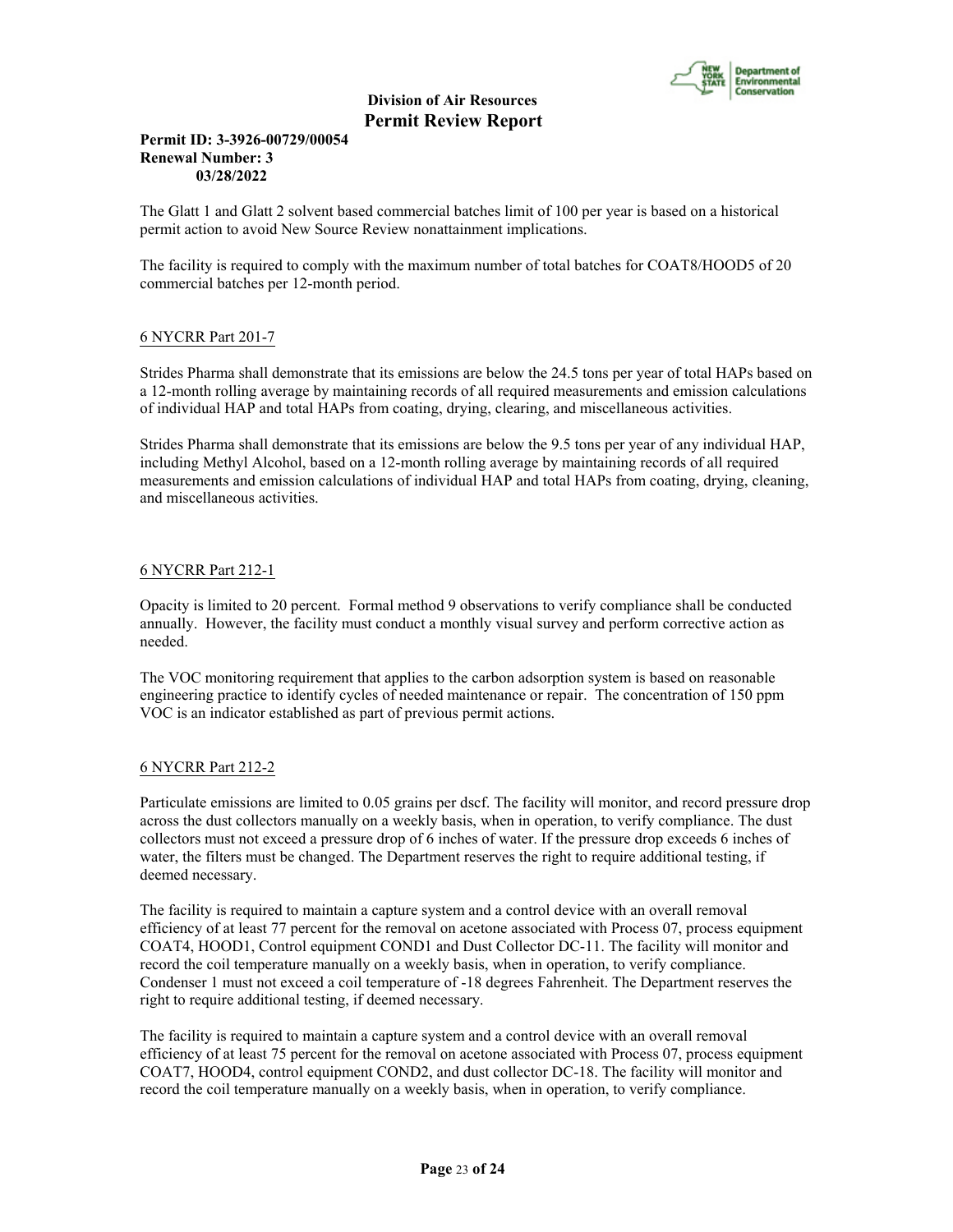The Glatt 1 and Glatt 2 solvent based commercial batches limit of 100 per year is based on a historical permit action to avoid New Source Review nonattainment implications.

The facility is required to comply with the maximum number of total batches for COAT8/HOOD5 of 20 commercial batches per 12-month period.

6 NYCRR Part 201-7

Strides Pharma shall demonstrate that its emissions are below the 24.5 tons per year of total HAPs based on a 12-month rolling average by maintaining records of all required measurements and emission calculations of individual HAP and total HAPs from coating, drying, clearing, and miscellaneous activities.

Strides Pharma shall demonstrate that its emissions are below the 9.5 tons per year of any individual HAP, including Methyl Alcohol, based on a 12-month rolling average by maintaining records of all required measurements and emission calculations of individual HAP and total HAPs from coating, drying, cleaning, and miscellaneous activities.

6 NYCRR Part 212-1

Opacity is limited to 20 percent. Formal method 9 observations to verify compliance shall be conducted annually. However, the facility must conduct a monthly visual survey and perform corrective action as needed.

The VOC monitoring requirement that applies to the carbon adsorption system is based on reasonable engineering practice to identify cycles of needed maintenance or repair. The concentration of 150 ppm VOC is an indicator established as part of previous permit actions.

6 NYCRR Part 212-2

Particulate emissions are limited to 0.05 grains per dscf. The facility will monitor, and record pressure drop across the dust collectors manually on a weekly basis, when in operation, to verify compliance. The dust collectors must not exceed a pressure drop of 6 inches of water. If the pressure drop exceeds 6 inches of water, the filters must be changed. The Department reserves the right to require additional testing, if deemed necessary.

The facility is required to maintain a capture system and a control device with an overall removal efficiency of at least 77 percent for the removal on acetone associated with Process 07, process equipment COAT4, HOOD1, Control equipment COND1 and Dust Collector DC-11. The facility will monitor and record the coil temperature manually on a weekly basis, when in operation, to verify compliance. Condenser 1 must not exceed a coil temperature of -18 degrees Fahrenheit. The Department reserves the right to require additional testing, if deemed necessary.

The facility is required to maintain a capture system and a control device with an overall removal efficiency of at least 75 percent for the removal on acetone associated with Process 07, process equipment COAT7, HOOD4, control equipment COND2, and dust collector DC-18. The facility will monitor and record the coil temperature manually on a weekly basis, when in operation, to verify compliance.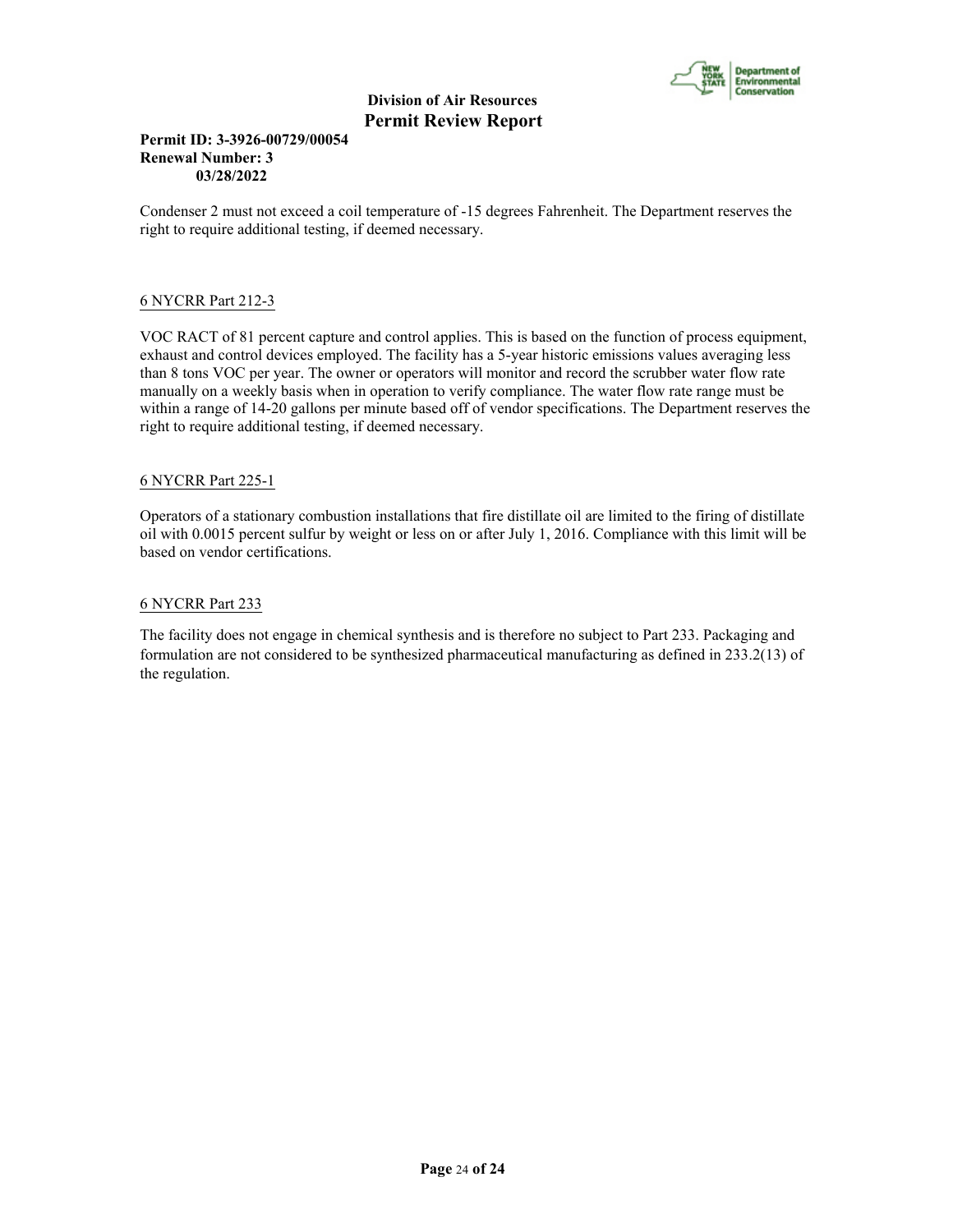Condenser 2 must not exceed a coil temperature of -15 degrees Fahrenheit. The Department reserves the right to require additional testing, if deemed necessary.

6 NYCRR Part 212-3

VOC RACT of 81 percent capture and control applies. This is based on the function of process equipment, exhaust and control devices employed. The facility has a 5-year historic emissions values averaging less than 8 tons VOC per year. The owner or operators will monitor and record the scrubber water flow rate manually on a weekly basis when in operation to verify compliance. The water flow rate range must be within a range of 14-20 gallons per minute based off of vendor specifications. The Department reserves the right to require additional testing, if deemed necessary.

6 NYCRR Part 225-1

Operators of a stationary combustion installations that fire distillate oil are limited to the firing of distillate oil with 0.0015 percent sulfur by weight or less on or after July 1, 2016. Compliance with this limit will be based on vendor certifications.

6 NYCRR Part 233

The facility does not engage in chemical synthesis and is therefore no subject to Part 233. Packaging and formulation are not considered to be synthesized pharmaceutical manufacturing as defined in 233.2(13) of the regulation.